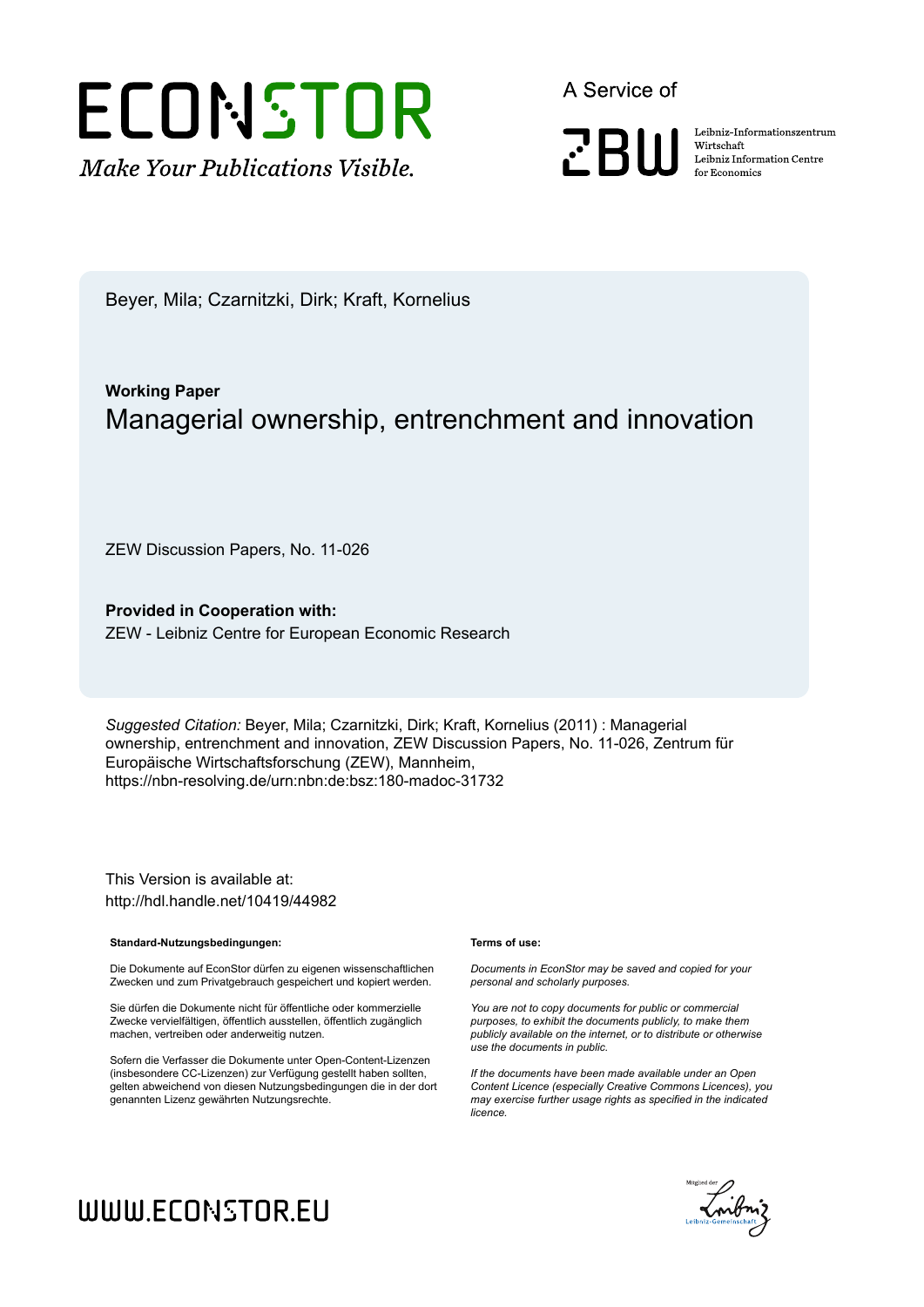ECONSTOR
*Make Your Publications Visible.*

A Service of

ZBW

Leibniz-Informationszentrum Wirtschaft
Leibniz Information Centre for Economics

Beyer, Mila; Czarnitzki, Dirk; Kraft, Kornelius

**Working Paper**

# Managerial ownership, entrenchment and innovation

ZEW Discussion Papers, No. 11-026

**Provided in Cooperation with:**
ZEW - Leibniz Centre for European Economic Research

*Suggested Citation:* Beyer, Mila; Czarnitzki, Dirk; Kraft, Kornelius (2011) : Managerial ownership, entrenchment and innovation, ZEW Discussion Papers, No. 11-026, Zentrum für Europäische Wirtschaftsforschung (ZEW), Mannheim, https://nbn-resolving.de/urn:nbn:de:bsz:180-madoc-31732

This Version is available at:
http://hdl.handle.net/10419/44982

**Standard-Nutzungsbedingungen:**

Die Dokumente auf EconStor dürfen zu eigenen wissenschaftlichen Zwecken und zum Privatgebrauch gespeichert und kopiert werden.

Sie dürfen die Dokumente nicht für öffentliche oder kommerzielle Zwecke vervielfältigen, öffentlich ausstellen, öffentlich zugänglich machen, vertreiben oder anderweitig nutzen.

Sofern die Verfasser die Dokumente unter Open-Content-Lizenzen (insbesondere CC-Lizenzen) zur Verfügung gestellt haben sollten, gelten abweichend von diesen Nutzungsbedingungen die in der dort genannten Lizenz gewährten Nutzungsrechte.

**Terms of use:**

*Documents in EconStor may be saved and copied for your personal and scholarly purposes.*

*You are not to copy documents for public or commercial purposes, to exhibit the documents publicly, to make them publicly available on the internet, or to distribute or otherwise use the documents in public.*

*If the documents have been made available under an Open Content Licence (especially Creative Commons Licences), you may exercise further usage rights as specified in the indicated licence.*

WWW.ECONSTOR.EU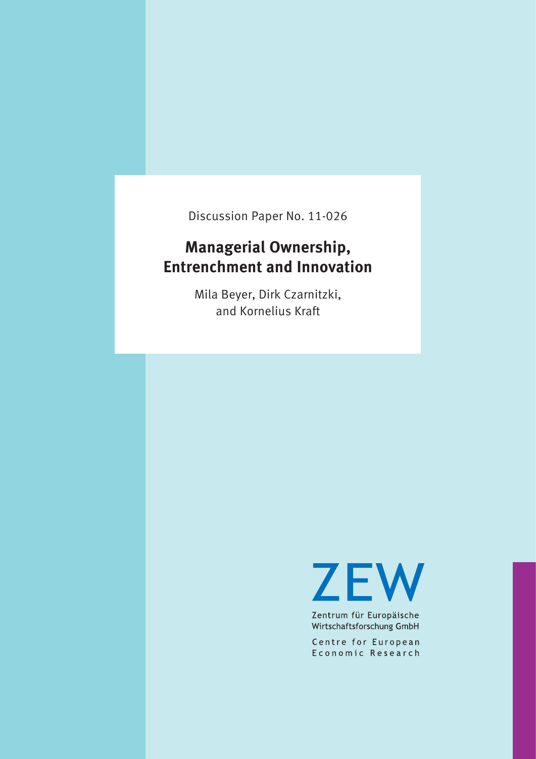Discussion Paper No. 11-026

# Managerial Ownership, Entrenchment and Innovation

Mila Beyer, Dirk Czarnitzki, and Kornelius Kraft

ZEW

Zentrum für Europäische Wirtschaftsforschung GmbH

Centre for European Economic Research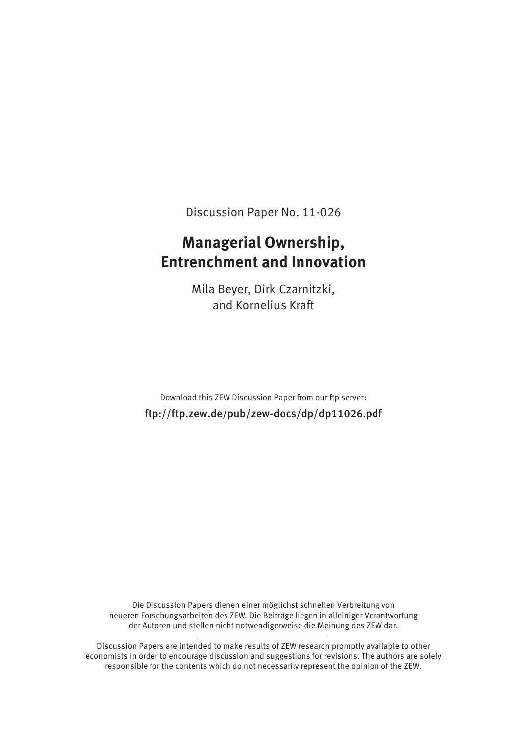Discussion Paper No. 11-026

# Managerial Ownership, Entrenchment and Innovation

Mila Beyer, Dirk Czarnitzki, and Kornelius Kraft

Download this ZEW Discussion Paper from our ftp server:

ftp://ftp.zew.de/pub/zew-docs/dp/dp11026.pdf

Die Discussion Papers dienen einer möglichst schnellen Verbreitung von neueren Forschungsarbeiten des ZEW. Die Beiträge liegen in alleiniger Verantwortung der Autoren und stellen nicht notwendigerweise die Meinung des ZEW dar.

---

Discussion Papers are intended to make results of ZEW research promptly available to other economists in order to encourage discussion and suggestions for revisions. The authors are solely responsible for the contents which do not necessarily represent the opinion of the ZEW.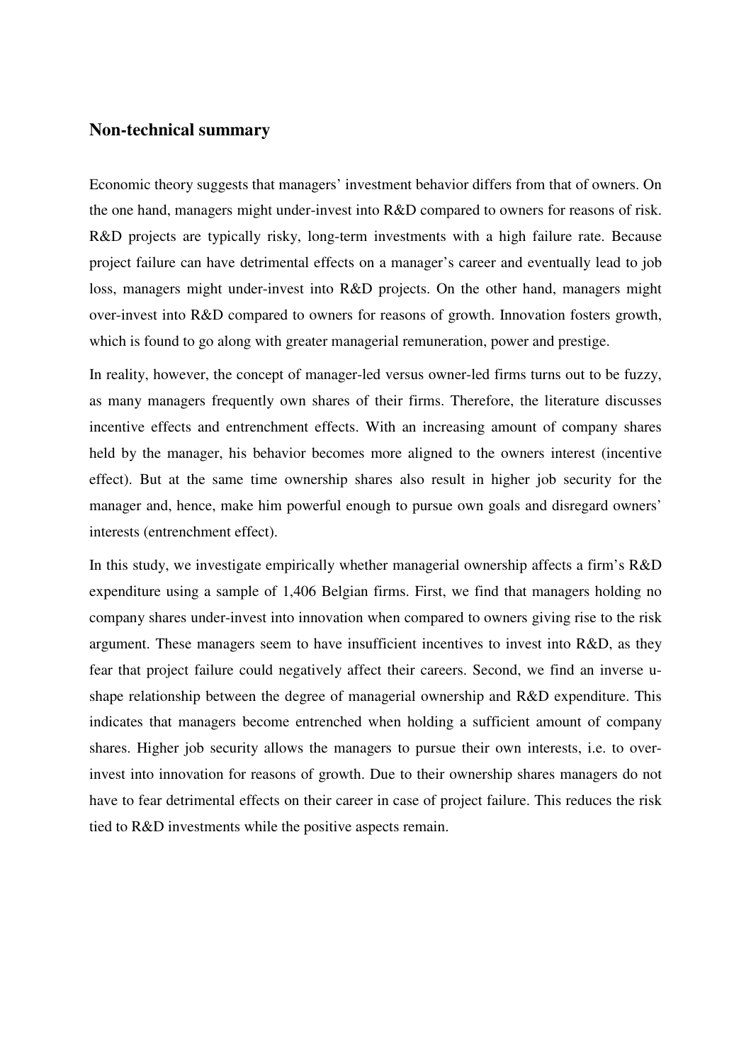## Non-technical summary

Economic theory suggests that managers' investment behavior differs from that of owners. On the one hand, managers might under-invest into R&D compared to owners for reasons of risk. R&D projects are typically risky, long-term investments with a high failure rate. Because project failure can have detrimental effects on a manager's career and eventually lead to job loss, managers might under-invest into R&D projects. On the other hand, managers might over-invest into R&D compared to owners for reasons of growth. Innovation fosters growth, which is found to go along with greater managerial remuneration, power and prestige.

In reality, however, the concept of manager-led versus owner-led firms turns out to be fuzzy, as many managers frequently own shares of their firms. Therefore, the literature discusses incentive effects and entrenchment effects. With an increasing amount of company shares held by the manager, his behavior becomes more aligned to the owners interest (incentive effect). But at the same time ownership shares also result in higher job security for the manager and, hence, make him powerful enough to pursue own goals and disregard owners' interests (entrenchment effect).

In this study, we investigate empirically whether managerial ownership affects a firm's R&D expenditure using a sample of 1,406 Belgian firms. First, we find that managers holding no company shares under-invest into innovation when compared to owners giving rise to the risk argument. These managers seem to have insufficient incentives to invest into R&D, as they fear that project failure could negatively affect their careers. Second, we find an inverse u-shape relationship between the degree of managerial ownership and R&D expenditure. This indicates that managers become entrenched when holding a sufficient amount of company shares. Higher job security allows the managers to pursue their own interests, i.e. to over-invest into innovation for reasons of growth. Due to their ownership shares managers do not have to fear detrimental effects on their career in case of project failure. This reduces the risk tied to R&D investments while the positive aspects remain.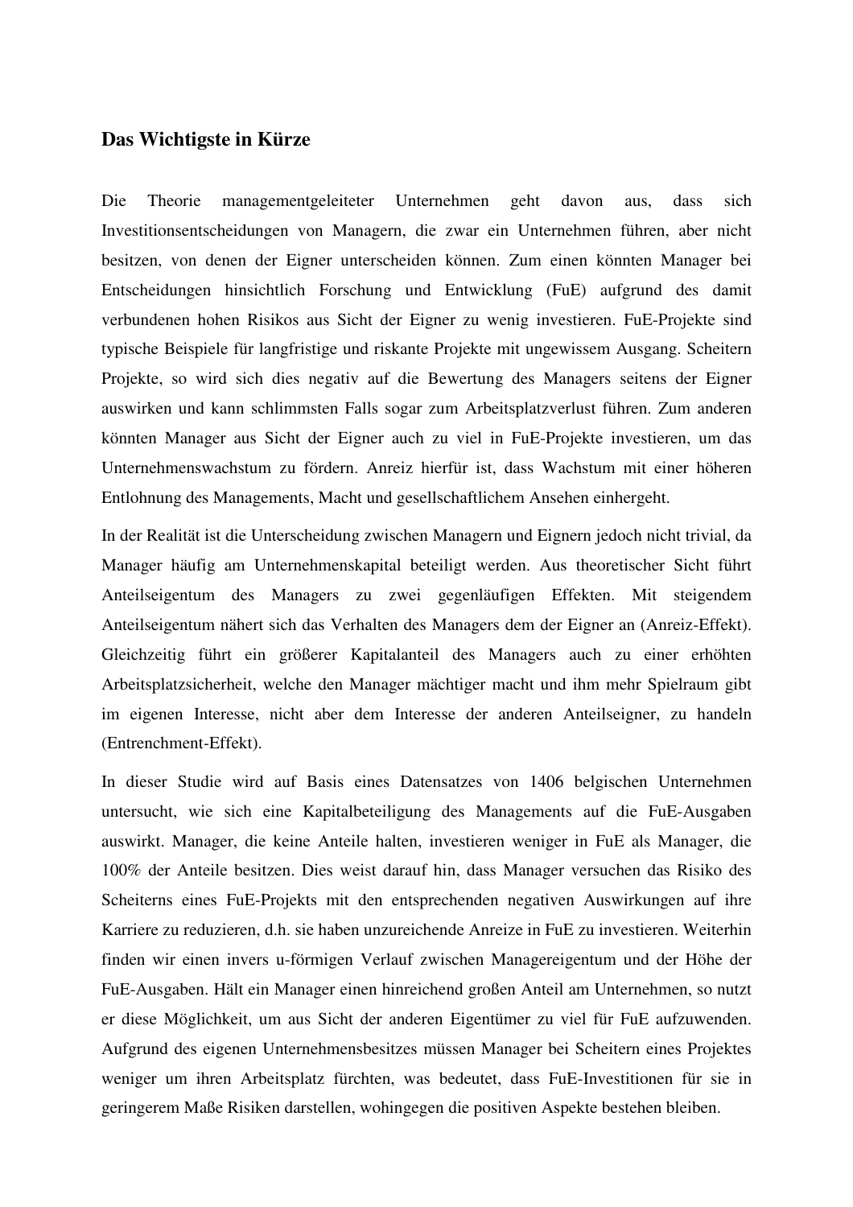## Das Wichtigste in Kürze

Die Theorie managementgeleiteter Unternehmen geht davon aus, dass sich Investitionsentscheidungen von Managern, die zwar ein Unternehmen führen, aber nicht besitzen, von denen der Eigner unterscheiden können. Zum einen könnten Manager bei Entscheidungen hinsichtlich Forschung und Entwicklung (FuE) aufgrund des damit verbundenen hohen Risikos aus Sicht der Eigner zu wenig investieren. FuE-Projekte sind typische Beispiele für langfristige und riskante Projekte mit ungewissem Ausgang. Scheitern Projekte, so wird sich dies negativ auf die Bewertung des Managers seitens der Eigner auswirken und kann schlimmsten Falls sogar zum Arbeitsplatzverlust führen. Zum anderen könnten Manager aus Sicht der Eigner auch zu viel in FuE-Projekte investieren, um das Unternehmenswachstum zu fördern. Anreiz hierfür ist, dass Wachstum mit einer höheren Entlohnung des Managements, Macht und gesellschaftlichem Ansehen einhergeht.

In der Realität ist die Unterscheidung zwischen Managern und Eignern jedoch nicht trivial, da Manager häufig am Unternehmenskapital beteiligt werden. Aus theoretischer Sicht führt Anteilseigentum des Managers zu zwei gegenläufigen Effekten. Mit steigendem Anteilseigentum nähert sich das Verhalten des Managers dem der Eigner an (Anreiz-Effekt). Gleichzeitig führt ein größerer Kapitalanteil des Managers auch zu einer erhöhten Arbeitsplatzsicherheit, welche den Manager mächtiger macht und ihm mehr Spielraum gibt im eigenen Interesse, nicht aber dem Interesse der anderen Anteilseigner, zu handeln (Entrenchment-Effekt).

In dieser Studie wird auf Basis eines Datensatzes von 1406 belgischen Unternehmen untersucht, wie sich eine Kapitalbeteiligung des Managements auf die FuE-Ausgaben auswirkt. Manager, die keine Anteile halten, investieren weniger in FuE als Manager, die 100% der Anteile besitzen. Dies weist darauf hin, dass Manager versuchen das Risiko des Scheiterns eines FuE-Projekts mit den entsprechenden negativen Auswirkungen auf ihre Karriere zu reduzieren, d.h. sie haben unzureichende Anreize in FuE zu investieren. Weiterhin finden wir einen invers u-förmigen Verlauf zwischen Managereigentum und der Höhe der FuE-Ausgaben. Hält ein Manager einen hinreichend großen Anteil am Unternehmen, so nutzt er diese Möglichkeit, um aus Sicht der anderen Eigentümer zu viel für FuE aufzuwenden. Aufgrund des eigenen Unternehmensbesitzes müssen Manager bei Scheitern eines Projektes weniger um ihren Arbeitsplatz fürchten, was bedeutet, dass FuE-Investitionen für sie in geringerem Maße Risiken darstellen, wohingegen die positiven Aspekte bestehen bleiben.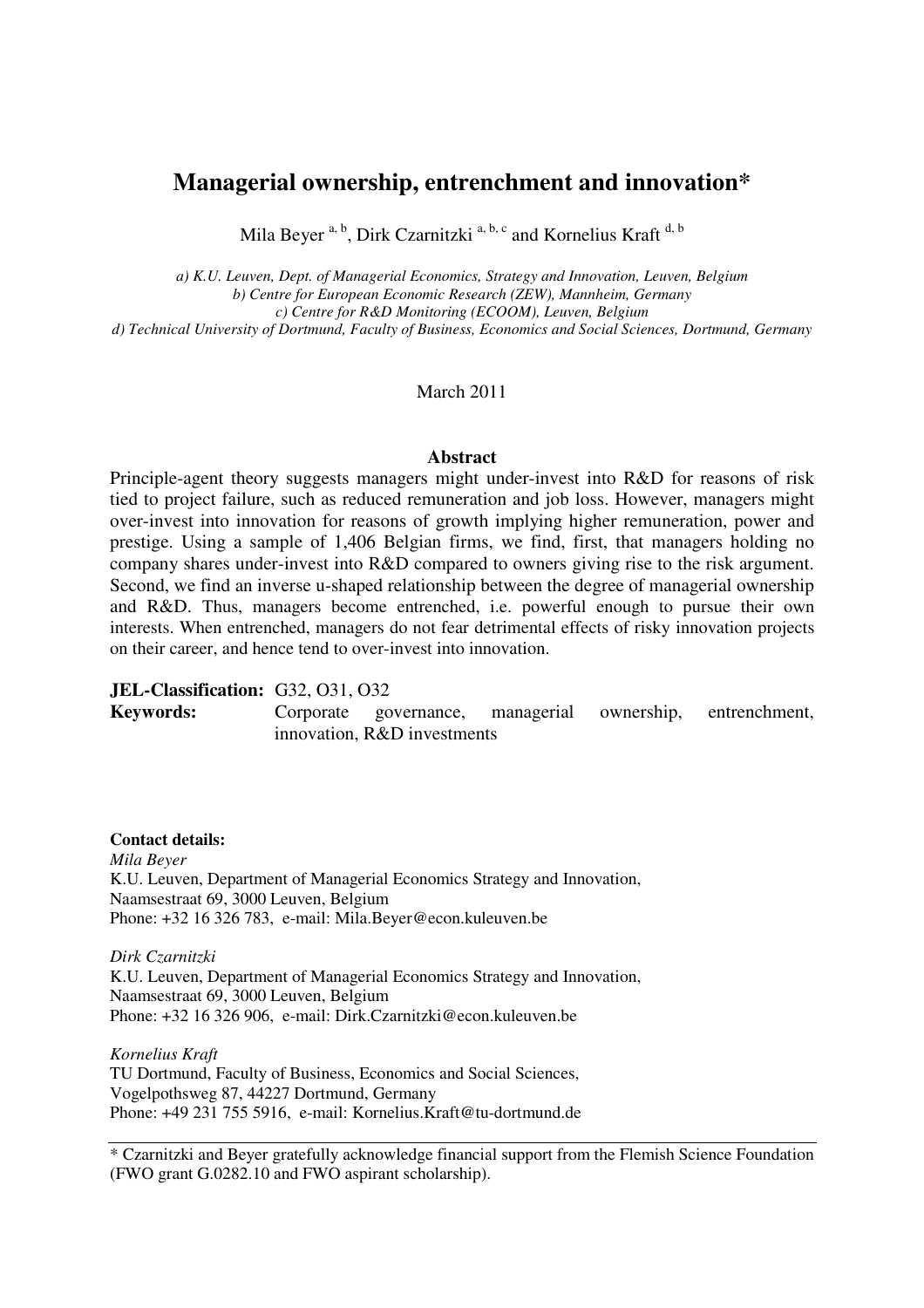# Managerial ownership, entrenchment and innovation*

Mila Beyer [a, b], Dirk Czarnitzki [a, b, c] and Kornelius Kraft [d, b]

*a) K.U. Leuven, Dept. of Managerial Economics, Strategy and Innovation, Leuven, Belgium*
*b) Centre for European Economic Research (ZEW), Mannheim, Germany*
*c) Centre for R&D Monitoring (ECOOM), Leuven, Belgium*
*d) Technical University of Dortmund, Faculty of Business, Economics and Social Sciences, Dortmund, Germany*

March 2011

**Abstract**

Principle-agent theory suggests managers might under-invest into R&D for reasons of risk tied to project failure, such as reduced remuneration and job loss. However, managers might over-invest into innovation for reasons of growth implying higher remuneration, power and prestige. Using a sample of 1,406 Belgian firms, we find, first, that managers holding no company shares under-invest into R&D compared to owners giving rise to the risk argument. Second, we find an inverse u-shaped relationship between the degree of managerial ownership and R&D. Thus, managers become entrenched, i.e. powerful enough to pursue their own interests. When entrenched, managers do not fear detrimental effects of risky innovation projects on their career, and hence tend to over-invest into innovation.

**JEL-Classification:** G32, O31, O32

**Keywords:** Corporate governance, managerial ownership, entrenchment, innovation, R&D investments

**Contact details:**

*Mila Beyer*
K.U. Leuven, Department of Managerial Economics Strategy and Innovation,
Naamsestraat 69, 3000 Leuven, Belgium
Phone: +32 16 326 783, e-mail: Mila.Beyer@econ.kuleuven.be

*Dirk Czarnitzki*
K.U. Leuven, Department of Managerial Economics Strategy and Innovation,
Naamsestraat 69, 3000 Leuven, Belgium
Phone: +32 16 326 906, e-mail: Dirk.Czarnitzki@econ.kuleuven.be

*Kornelius Kraft*
TU Dortmund, Faculty of Business, Economics and Social Sciences,
Vogelpothsweg 87, 44227 Dortmund, Germany
Phone: +49 231 755 5916, e-mail: Kornelius.Kraft@tu-dortmund.de

---

* Czarnitzki and Beyer gratefully acknowledge financial support from the Flemish Science Foundation (FWO grant G.0282.10 and FWO aspirant scholarship).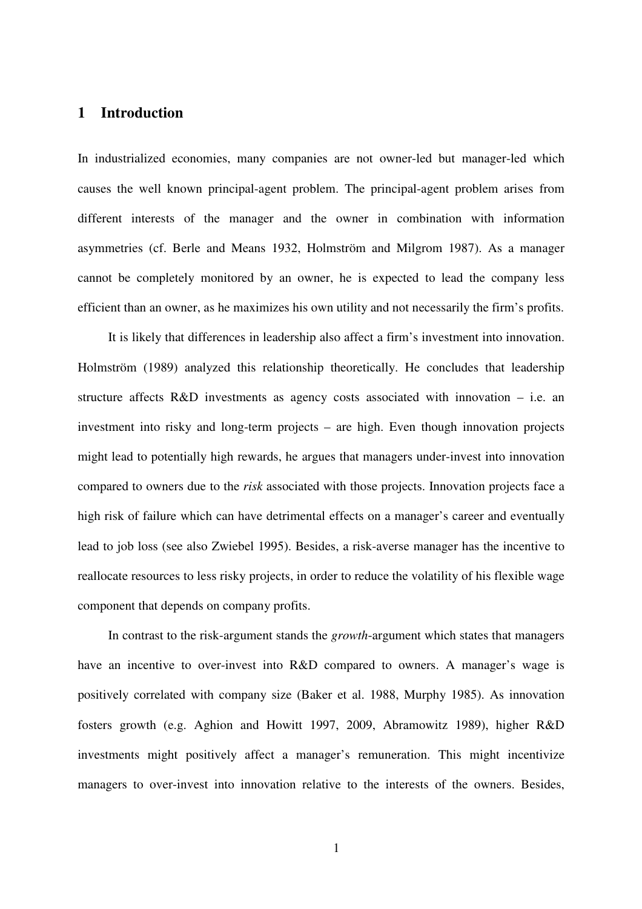# 1 Introduction

In industrialized economies, many companies are not owner-led but manager-led which causes the well known principal-agent problem. The principal-agent problem arises from different interests of the manager and the owner in combination with information asymmetries (cf. Berle and Means 1932, Holmström and Milgrom 1987). As a manager cannot be completely monitored by an owner, he is expected to lead the company less efficient than an owner, as he maximizes his own utility and not necessarily the firm's profits.

It is likely that differences in leadership also affect a firm's investment into innovation. Holmström (1989) analyzed this relationship theoretically. He concludes that leadership structure affects R&D investments as agency costs associated with innovation – i.e. an investment into risky and long-term projects – are high. Even though innovation projects might lead to potentially high rewards, he argues that managers under-invest into innovation compared to owners due to the *risk* associated with those projects. Innovation projects face a high risk of failure which can have detrimental effects on a manager's career and eventually lead to job loss (see also Zwiebel 1995). Besides, a risk-averse manager has the incentive to reallocate resources to less risky projects, in order to reduce the volatility of his flexible wage component that depends on company profits.

In contrast to the risk-argument stands the *growth*-argument which states that managers have an incentive to over-invest into R&D compared to owners. A manager's wage is positively correlated with company size (Baker et al. 1988, Murphy 1985). As innovation fosters growth (e.g. Aghion and Howitt 1997, 2009, Abramowitz 1989), higher R&D investments might positively affect a manager's remuneration. This might incentivize managers to over-invest into innovation relative to the interests of the owners. Besides,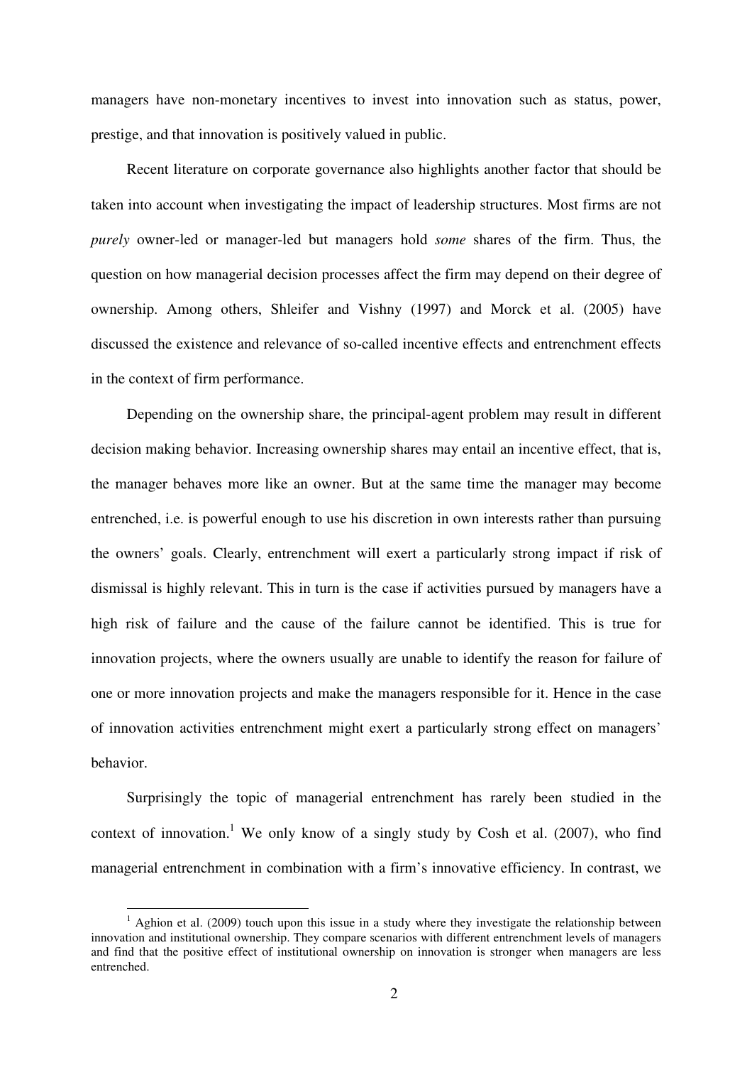managers have non-monetary incentives to invest into innovation such as status, power, prestige, and that innovation is positively valued in public.

Recent literature on corporate governance also highlights another factor that should be taken into account when investigating the impact of leadership structures. Most firms are not *purely* owner-led or manager-led but managers hold *some* shares of the firm. Thus, the question on how managerial decision processes affect the firm may depend on their degree of ownership. Among others, Shleifer and Vishny (1997) and Morck et al. (2005) have discussed the existence and relevance of so-called incentive effects and entrenchment effects in the context of firm performance.

Depending on the ownership share, the principal-agent problem may result in different decision making behavior. Increasing ownership shares may entail an incentive effect, that is, the manager behaves more like an owner. But at the same time the manager may become entrenched, i.e. is powerful enough to use his discretion in own interests rather than pursuing the owners' goals. Clearly, entrenchment will exert a particularly strong impact if risk of dismissal is highly relevant. This in turn is the case if activities pursued by managers have a high risk of failure and the cause of the failure cannot be identified. This is true for innovation projects, where the owners usually are unable to identify the reason for failure of one or more innovation projects and make the managers responsible for it. Hence in the case of innovation activities entrenchment might exert a particularly strong effect on managers' behavior.

Surprisingly the topic of managerial entrenchment has rarely been studied in the context of innovation.[1] We only know of a singly study by Cosh et al. (2007), who find managerial entrenchment in combination with a firm's innovative efficiency. In contrast, we

[1] Aghion et al. (2009) touch upon this issue in a study where they investigate the relationship between innovation and institutional ownership. They compare scenarios with different entrenchment levels of managers and find that the positive effect of institutional ownership on innovation is stronger when managers are less entrenched.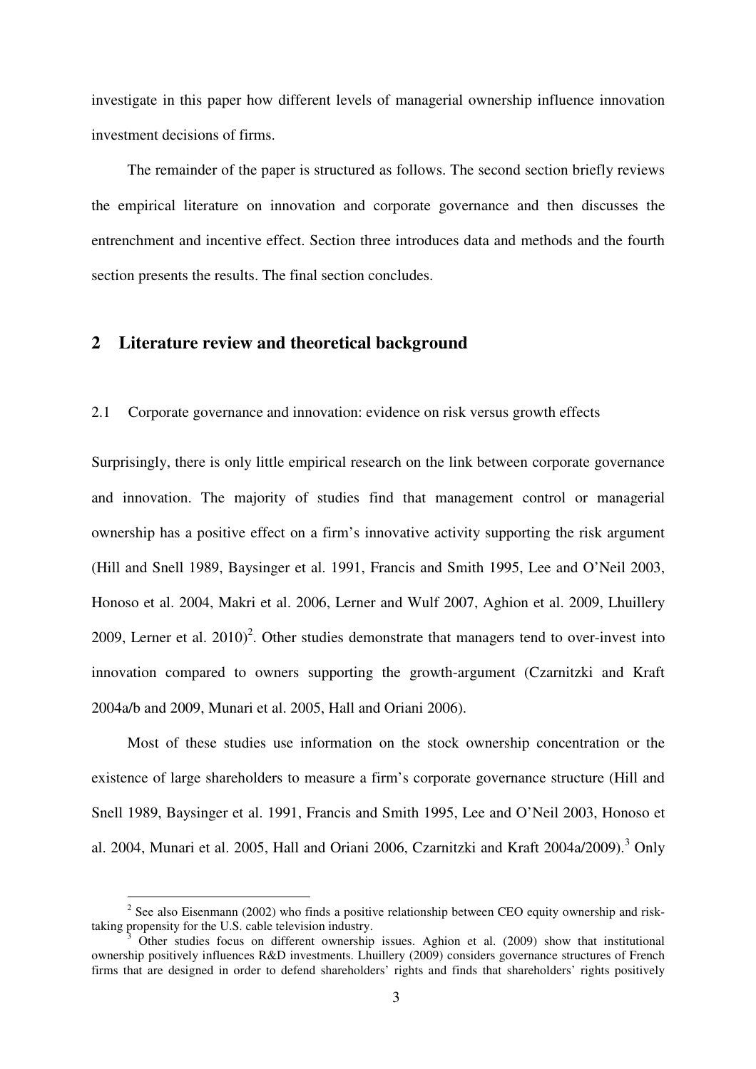investigate in this paper how different levels of managerial ownership influence innovation investment decisions of firms.

The remainder of the paper is structured as follows. The second section briefly reviews the empirical literature on innovation and corporate governance and then discusses the entrenchment and incentive effect. Section three introduces data and methods and the fourth section presents the results. The final section concludes.

## 2 Literature review and theoretical background

### 2.1 Corporate governance and innovation: evidence on risk versus growth effects

Surprisingly, there is only little empirical research on the link between corporate governance and innovation. The majority of studies find that management control or managerial ownership has a positive effect on a firm's innovative activity supporting the risk argument (Hill and Snell 1989, Baysinger et al. 1991, Francis and Smith 1995, Lee and O'Neil 2003, Honoso et al. 2004, Makri et al. 2006, Lerner and Wulf 2007, Aghion et al. 2009, Lhuillery 2009, Lerner et al. 2010)[2]. Other studies demonstrate that managers tend to over-invest into innovation compared to owners supporting the growth-argument (Czarnitzki and Kraft 2004a/b and 2009, Munari et al. 2005, Hall and Oriani 2006).

Most of these studies use information on the stock ownership concentration or the existence of large shareholders to measure a firm's corporate governance structure (Hill and Snell 1989, Baysinger et al. 1991, Francis and Smith 1995, Lee and O'Neil 2003, Honoso et al. 2004, Munari et al. 2005, Hall and Oriani 2006, Czarnitzki and Kraft 2004a/2009).[3] Only

[2] See also Eisenmann (2002) who finds a positive relationship between CEO equity ownership and risk-taking propensity for the U.S. cable television industry.

[3] Other studies focus on different ownership issues. Aghion et al. (2009) show that institutional ownership positively influences R&D investments. Lhuillery (2009) considers governance structures of French firms that are designed in order to defend shareholders' rights and finds that shareholders' rights positively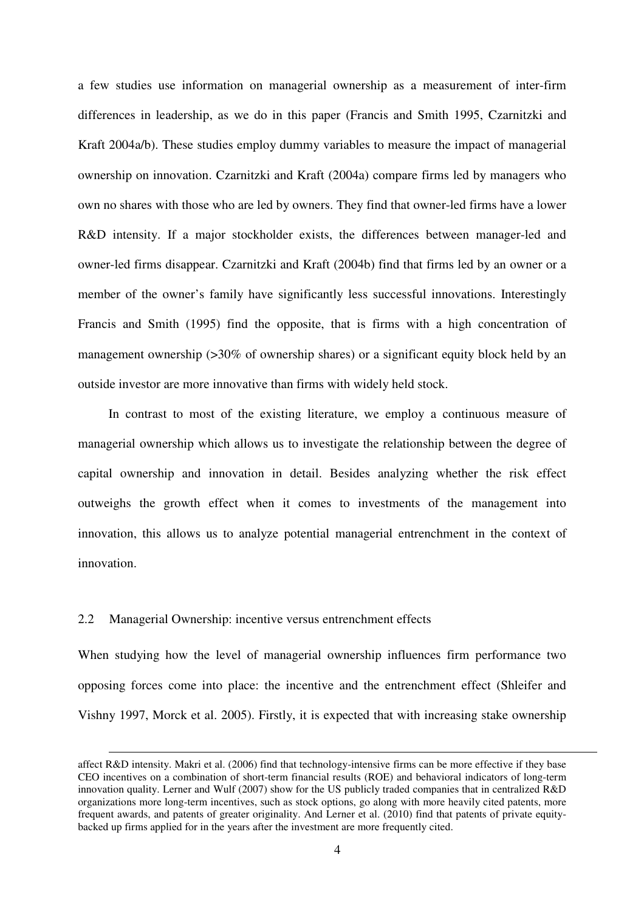a few studies use information on managerial ownership as a measurement of inter-firm differences in leadership, as we do in this paper (Francis and Smith 1995, Czarnitzki and Kraft 2004a/b). These studies employ dummy variables to measure the impact of managerial ownership on innovation. Czarnitzki and Kraft (2004a) compare firms led by managers who own no shares with those who are led by owners. They find that owner-led firms have a lower R&D intensity. If a major stockholder exists, the differences between manager-led and owner-led firms disappear. Czarnitzki and Kraft (2004b) find that firms led by an owner or a member of the owner's family have significantly less successful innovations. Interestingly Francis and Smith (1995) find the opposite, that is firms with a high concentration of management ownership (>30% of ownership shares) or a significant equity block held by an outside investor are more innovative than firms with widely held stock.

In contrast to most of the existing literature, we employ a continuous measure of managerial ownership which allows us to investigate the relationship between the degree of capital ownership and innovation in detail. Besides analyzing whether the risk effect outweighs the growth effect when it comes to investments of the management into innovation, this allows us to analyze potential managerial entrenchment in the context of innovation.

### 2.2 Managerial Ownership: incentive versus entrenchment effects

When studying how the level of managerial ownership influences firm performance two opposing forces come into place: the incentive and the entrenchment effect (Shleifer and Vishny 1997, Morck et al. 2005). Firstly, it is expected that with increasing stake ownership

---

affect R&D intensity. Makri et al. (2006) find that technology-intensive firms can be more effective if they base CEO incentives on a combination of short-term financial results (ROE) and behavioral indicators of long-term innovation quality. Lerner and Wulf (2007) show for the US publicly traded companies that in centralized R&D organizations more long-term incentives, such as stock options, go along with more heavily cited patents, more frequent awards, and patents of greater originality. And Lerner et al. (2010) find that patents of private equity-backed up firms applied for in the years after the investment are more frequently cited.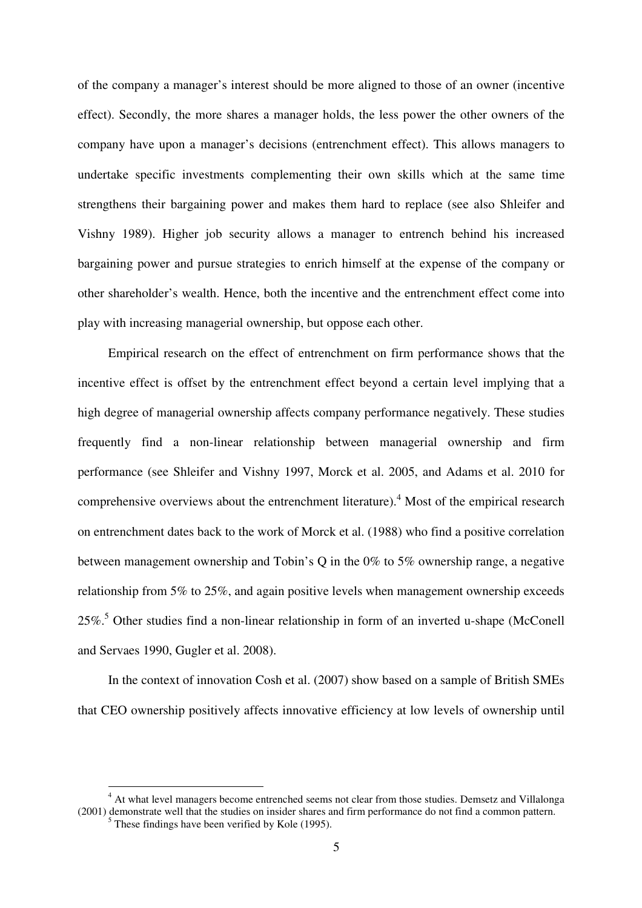of the company a manager's interest should be more aligned to those of an owner (incentive effect). Secondly, the more shares a manager holds, the less power the other owners of the company have upon a manager's decisions (entrenchment effect). This allows managers to undertake specific investments complementing their own skills which at the same time strengthens their bargaining power and makes them hard to replace (see also Shleifer and Vishny 1989). Higher job security allows a manager to entrench behind his increased bargaining power and pursue strategies to enrich himself at the expense of the company or other shareholder's wealth. Hence, both the incentive and the entrenchment effect come into play with increasing managerial ownership, but oppose each other.

Empirical research on the effect of entrenchment on firm performance shows that the incentive effect is offset by the entrenchment effect beyond a certain level implying that a high degree of managerial ownership affects company performance negatively. These studies frequently find a non-linear relationship between managerial ownership and firm performance (see Shleifer and Vishny 1997, Morck et al. 2005, and Adams et al. 2010 for comprehensive overviews about the entrenchment literature).[4] Most of the empirical research on entrenchment dates back to the work of Morck et al. (1988) who find a positive correlation between management ownership and Tobin's Q in the 0% to 5% ownership range, a negative relationship from 5% to 25%, and again positive levels when management ownership exceeds 25%.[5] Other studies find a non-linear relationship in form of an inverted u-shape (McConell and Servaes 1990, Gugler et al. 2008).

In the context of innovation Cosh et al. (2007) show based on a sample of British SMEs that CEO ownership positively affects innovative efficiency at low levels of ownership until

[4] At what level managers become entrenched seems not clear from those studies. Demsetz and Villalonga (2001) demonstrate well that the studies on insider shares and firm performance do not find a common pattern.

[5] These findings have been verified by Kole (1995).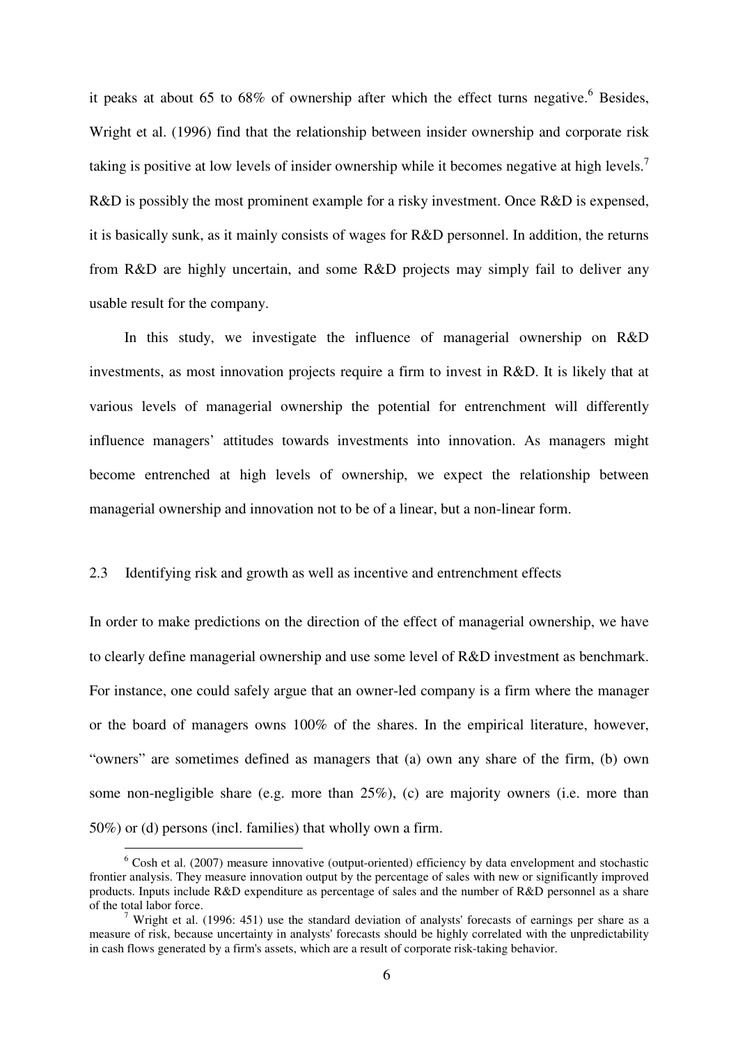it peaks at about 65 to 68% of ownership after which the effect turns negative.[6] Besides, Wright et al. (1996) find that the relationship between insider ownership and corporate risk taking is positive at low levels of insider ownership while it becomes negative at high levels.[7] R&D is possibly the most prominent example for a risky investment. Once R&D is expensed, it is basically sunk, as it mainly consists of wages for R&D personnel. In addition, the returns from R&D are highly uncertain, and some R&D projects may simply fail to deliver any usable result for the company.

In this study, we investigate the influence of managerial ownership on R&D investments, as most innovation projects require a firm to invest in R&D. It is likely that at various levels of managerial ownership the potential for entrenchment will differently influence managers' attitudes towards investments into innovation. As managers might become entrenched at high levels of ownership, we expect the relationship between managerial ownership and innovation not to be of a linear, but a non-linear form.

### 2.3 Identifying risk and growth as well as incentive and entrenchment effects

In order to make predictions on the direction of the effect of managerial ownership, we have to clearly define managerial ownership and use some level of R&D investment as benchmark. For instance, one could safely argue that an owner-led company is a firm where the manager or the board of managers owns 100% of the shares. In the empirical literature, however, "owners" are sometimes defined as managers that (a) own any share of the firm, (b) own some non-negligible share (e.g. more than 25%), (c) are majority owners (i.e. more than 50%) or (d) persons (incl. families) that wholly own a firm.

---

[6] Cosh et al. (2007) measure innovative (output-oriented) efficiency by data envelopment and stochastic frontier analysis. They measure innovation output by the percentage of sales with new or significantly improved products. Inputs include R&D expenditure as percentage of sales and the number of R&D personnel as a share of the total labor force.

[7] Wright et al. (1996: 451) use the standard deviation of analysts' forecasts of earnings per share as a measure of risk, because uncertainty in analysts' forecasts should be highly correlated with the unpredictability in cash flows generated by a firm's assets, which are a result of corporate risk-taking behavior.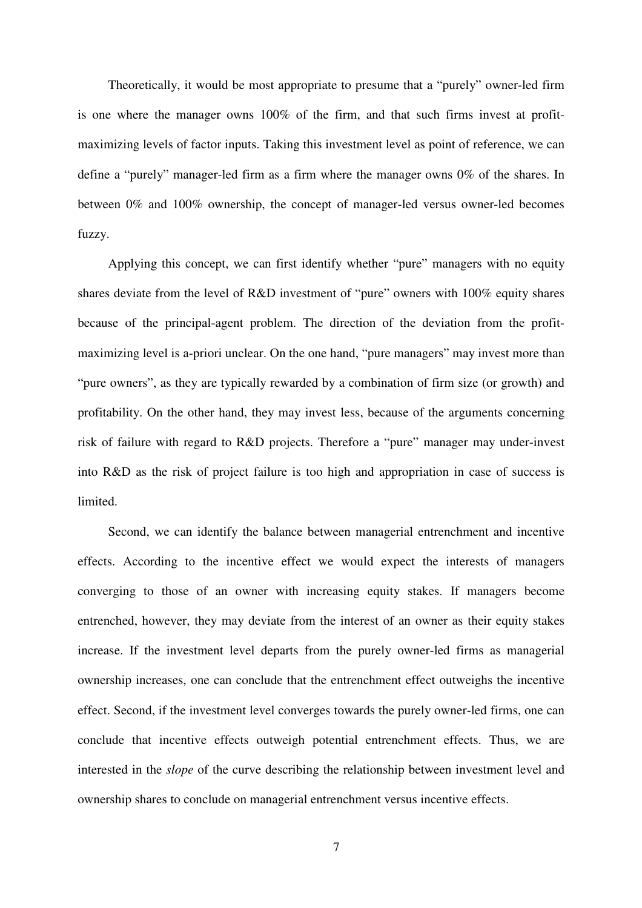Theoretically, it would be most appropriate to presume that a "purely" owner-led firm is one where the manager owns 100% of the firm, and that such firms invest at profit-maximizing levels of factor inputs. Taking this investment level as point of reference, we can define a "purely" manager-led firm as a firm where the manager owns 0% of the shares. In between 0% and 100% ownership, the concept of manager-led versus owner-led becomes fuzzy.

Applying this concept, we can first identify whether "pure" managers with no equity shares deviate from the level of R&D investment of "pure" owners with 100% equity shares because of the principal-agent problem. The direction of the deviation from the profit-maximizing level is a-priori unclear. On the one hand, "pure managers" may invest more than "pure owners", as they are typically rewarded by a combination of firm size (or growth) and profitability. On the other hand, they may invest less, because of the arguments concerning risk of failure with regard to R&D projects. Therefore a "pure" manager may under-invest into R&D as the risk of project failure is too high and appropriation in case of success is limited.

Second, we can identify the balance between managerial entrenchment and incentive effects. According to the incentive effect we would expect the interests of managers converging to those of an owner with increasing equity stakes. If managers become entrenched, however, they may deviate from the interest of an owner as their equity stakes increase. If the investment level departs from the purely owner-led firms as managerial ownership increases, one can conclude that the entrenchment effect outweighs the incentive effect. Second, if the investment level converges towards the purely owner-led firms, one can conclude that incentive effects outweigh potential entrenchment effects. Thus, we are interested in the *slope* of the curve describing the relationship between investment level and ownership shares to conclude on managerial entrenchment versus incentive effects.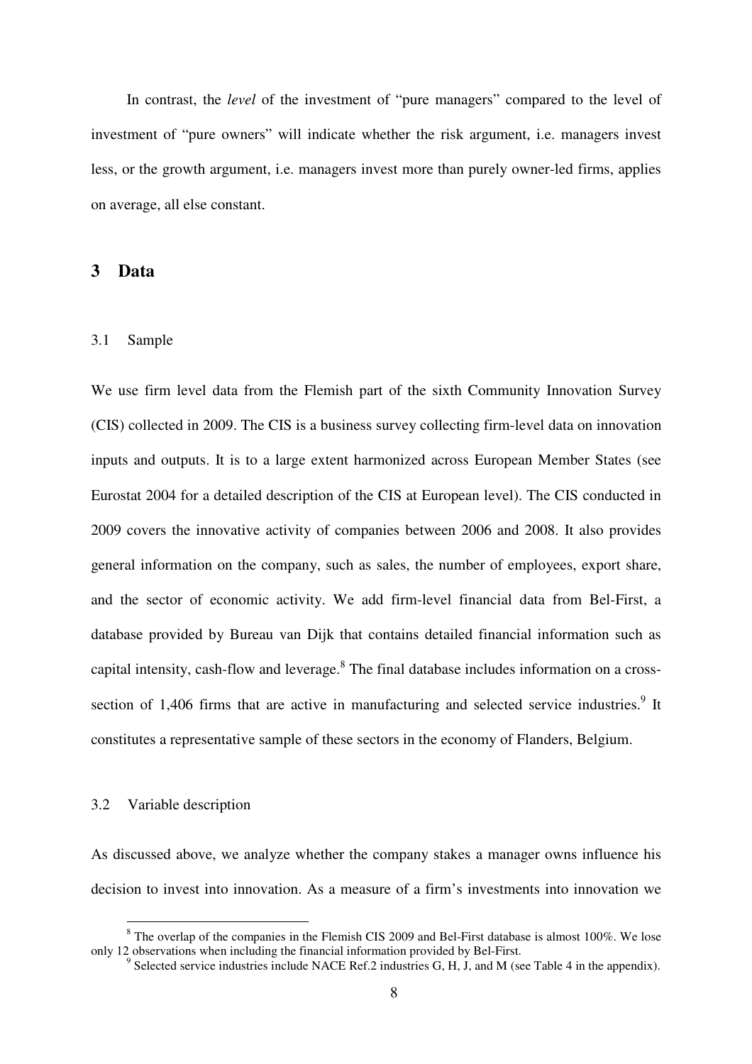In contrast, the *level* of the investment of "pure managers" compared to the level of investment of "pure owners" will indicate whether the risk argument, i.e. managers invest less, or the growth argument, i.e. managers invest more than purely owner-led firms, applies on average, all else constant.

# 3 Data

## 3.1 Sample

We use firm level data from the Flemish part of the sixth Community Innovation Survey (CIS) collected in 2009. The CIS is a business survey collecting firm-level data on innovation inputs and outputs. It is to a large extent harmonized across European Member States (see Eurostat 2004 for a detailed description of the CIS at European level). The CIS conducted in 2009 covers the innovative activity of companies between 2006 and 2008. It also provides general information on the company, such as sales, the number of employees, export share, and the sector of economic activity. We add firm-level financial data from Bel-First, a database provided by Bureau van Dijk that contains detailed financial information such as capital intensity, cash-flow and leverage.[8] The final database includes information on a cross-section of 1,406 firms that are active in manufacturing and selected service industries.[9] It constitutes a representative sample of these sectors in the economy of Flanders, Belgium.

## 3.2 Variable description

As discussed above, we analyze whether the company stakes a manager owns influence his decision to invest into innovation. As a measure of a firm's investments into innovation we

[8] The overlap of the companies in the Flemish CIS 2009 and Bel-First database is almost 100%. We lose only 12 observations when including the financial information provided by Bel-First.

[9] Selected service industries include NACE Ref.2 industries G, H, J, and M (see Table 4 in the appendix).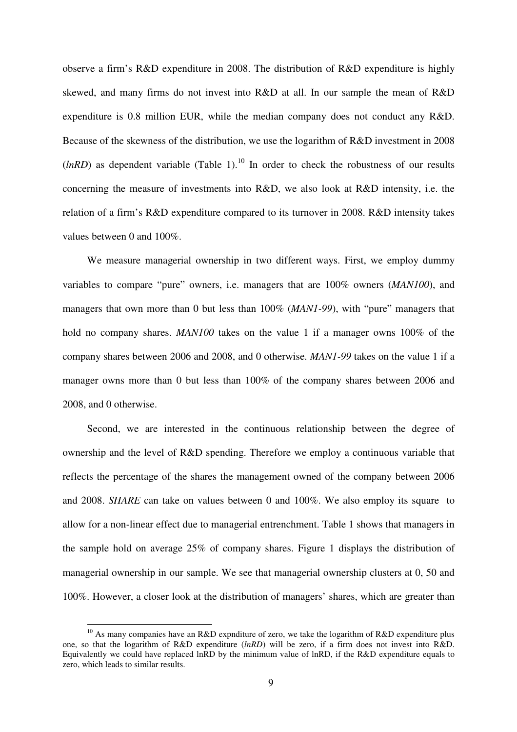observe a firm's R&D expenditure in 2008. The distribution of R&D expenditure is highly skewed, and many firms do not invest into R&D at all. In our sample the mean of R&D expenditure is 0.8 million EUR, while the median company does not conduct any R&D. Because of the skewness of the distribution, we use the logarithm of R&D investment in 2008 (*lnRD*) as dependent variable (Table 1).[10] In order to check the robustness of our results concerning the measure of investments into R&D, we also look at R&D intensity, i.e. the relation of a firm's R&D expenditure compared to its turnover in 2008. R&D intensity takes values between 0 and 100%.

We measure managerial ownership in two different ways. First, we employ dummy variables to compare "pure" owners, i.e. managers that are 100% owners (*MAN100*), and managers that own more than 0 but less than 100% (*MAN1-99*), with "pure" managers that hold no company shares. *MAN100* takes on the value 1 if a manager owns 100% of the company shares between 2006 and 2008, and 0 otherwise. *MAN1-99* takes on the value 1 if a manager owns more than 0 but less than 100% of the company shares between 2006 and 2008, and 0 otherwise.

Second, we are interested in the continuous relationship between the degree of ownership and the level of R&D spending. Therefore we employ a continuous variable that reflects the percentage of the shares the management owned of the company between 2006 and 2008. *SHARE* can take on values between 0 and 100%. We also employ its square to allow for a non-linear effect due to managerial entrenchment. Table 1 shows that managers in the sample hold on average 25% of company shares. Figure 1 displays the distribution of managerial ownership in our sample. We see that managerial ownership clusters at 0, 50 and 100%. However, a closer look at the distribution of managers' shares, which are greater than

[10] As many companies have an R&D expnditure of zero, we take the logarithm of R&D expenditure plus one, so that the logarithm of R&D expenditure (*lnRD*) will be zero, if a firm does not invest into R&D. Equivalently we could have replaced lnRD by the minimum value of lnRD, if the R&D expenditure equals to zero, which leads to similar results.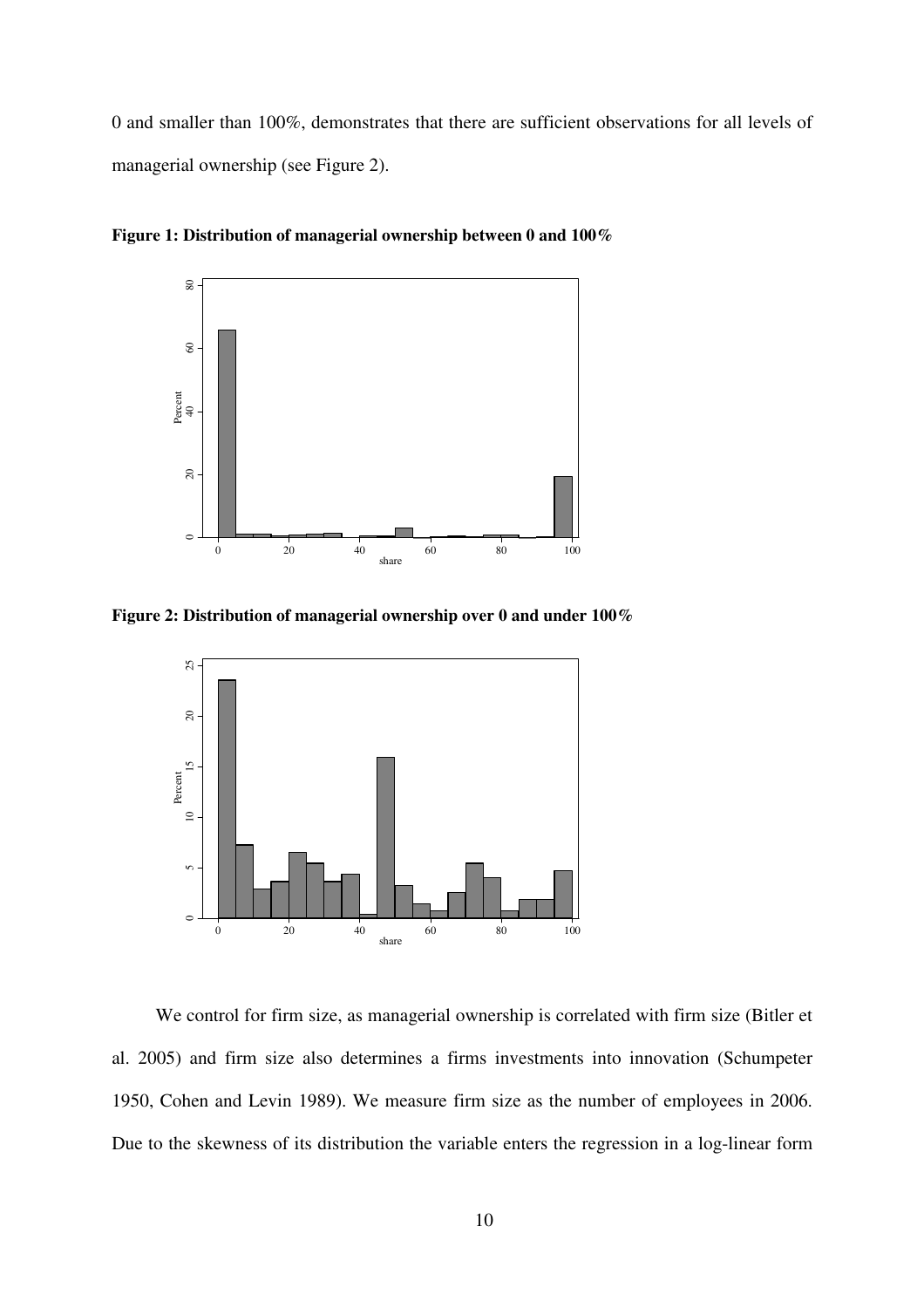0 and smaller than 100%, demonstrates that there are sufficient observations for all levels of managerial ownership (see Figure 2).

**Figure 1: Distribution of managerial ownership between 0 and 100%**

**Figure 2: Distribution of managerial ownership over 0 and under 100%**

We control for firm size, as managerial ownership is correlated with firm size (Bitler et al. 2005) and firm size also determines a firms investments into innovation (Schumpeter 1950, Cohen and Levin 1989). We measure firm size as the number of employees in 2006. Due to the skewness of its distribution the variable enters the regression in a log-linear form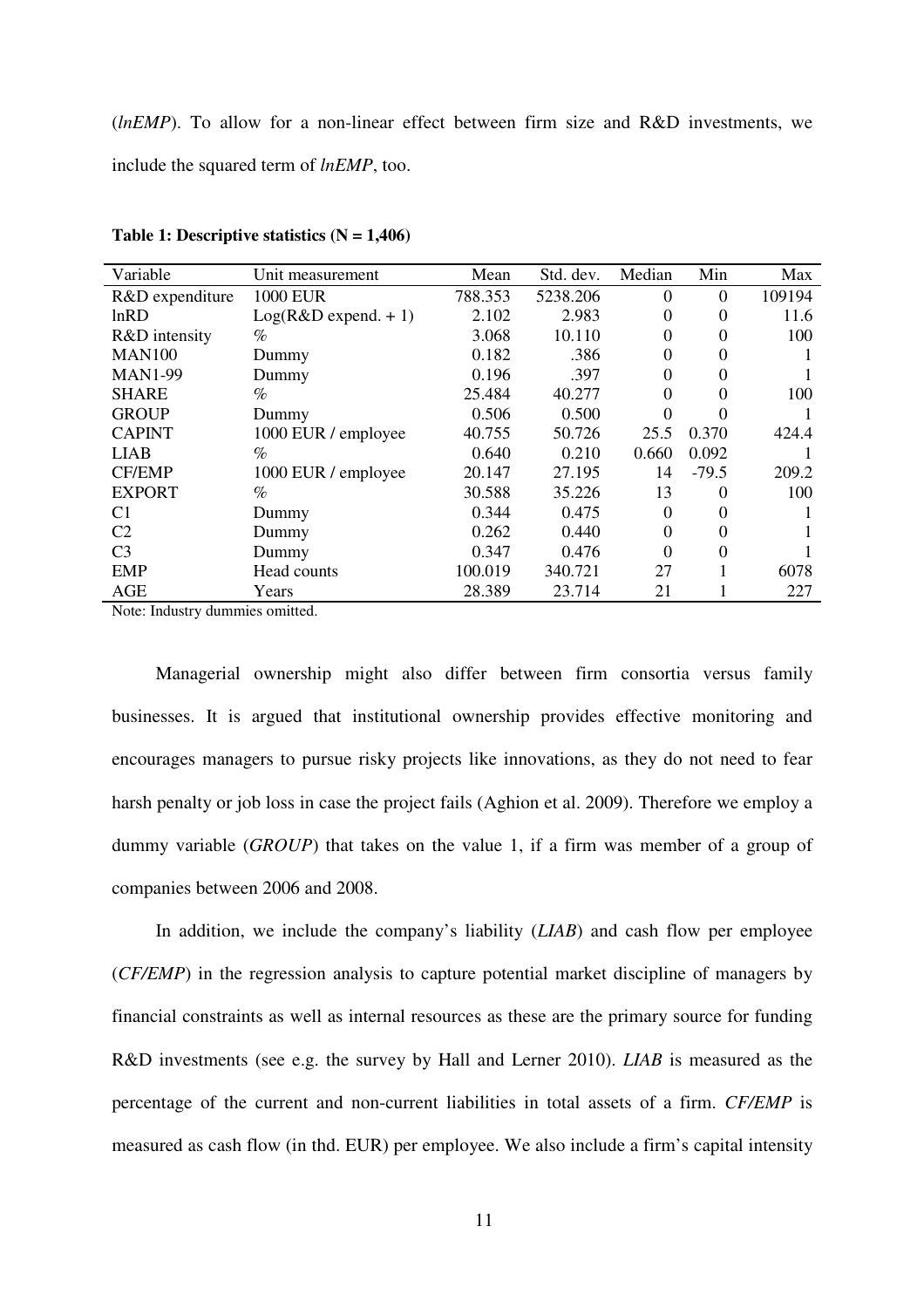(*lnEMP*). To allow for a non-linear effect between firm size and R&D investments, we include the squared term of *lnEMP*, too.

**Table 1: Descriptive statistics (N = 1,406)**

| Variable | Unit measurement | Mean | Std. dev. | Median | Min | Max |
|---|---|---|---|---|---|---|
| R&D expenditure | 1000 EUR | 788.353 | 5238.206 | 0 | 0 | 109194 |
| lnRD | Log(R&D expend. + 1) | 2.102 | 2.983 | 0 | 0 | 11.6 |
| R&D intensity | % | 3.068 | 10.110 | 0 | 0 | 100 |
| MAN100 | Dummy | 0.182 | .386 | 0 | 0 | 1 |
| MAN1-99 | Dummy | 0.196 | .397 | 0 | 0 | 1 |
| SHARE | % | 25.484 | 40.277 | 0 | 0 | 100 |
| GROUP | Dummy | 0.506 | 0.500 | 0 | 0 | 1 |
| CAPINT | 1000 EUR / employee | 40.755 | 50.726 | 25.5 | 0.370 | 424.4 |
| LIAB | % | 0.640 | 0.210 | 0.660 | 0.092 | 1 |
| CF/EMP | 1000 EUR / employee | 20.147 | 27.195 | 14 | -79.5 | 209.2 |
| EXPORT | % | 30.588 | 35.226 | 13 | 0 | 100 |
| C1 | Dummy | 0.344 | 0.475 | 0 | 0 | 1 |
| C2 | Dummy | 0.262 | 0.440 | 0 | 0 | 1 |
| C3 | Dummy | 0.347 | 0.476 | 0 | 0 | 1 |
| EMP | Head counts | 100.019 | 340.721 | 27 | 1 | 6078 |
| AGE | Years | 28.389 | 23.714 | 21 | 1 | 227 |

Note: Industry dummies omitted.

Managerial ownership might also differ between firm consortia versus family businesses. It is argued that institutional ownership provides effective monitoring and encourages managers to pursue risky projects like innovations, as they do not need to fear harsh penalty or job loss in case the project fails (Aghion et al. 2009). Therefore we employ a dummy variable (*GROUP*) that takes on the value 1, if a firm was member of a group of companies between 2006 and 2008.

In addition, we include the company's liability (*LIAB*) and cash flow per employee (*CF/EMP*) in the regression analysis to capture potential market discipline of managers by financial constraints as well as internal resources as these are the primary source for funding R&D investments (see e.g. the survey by Hall and Lerner 2010). *LIAB* is measured as the percentage of the current and non-current liabilities in total assets of a firm. *CF/EMP* is measured as cash flow (in thd. EUR) per employee. We also include a firm's capital intensity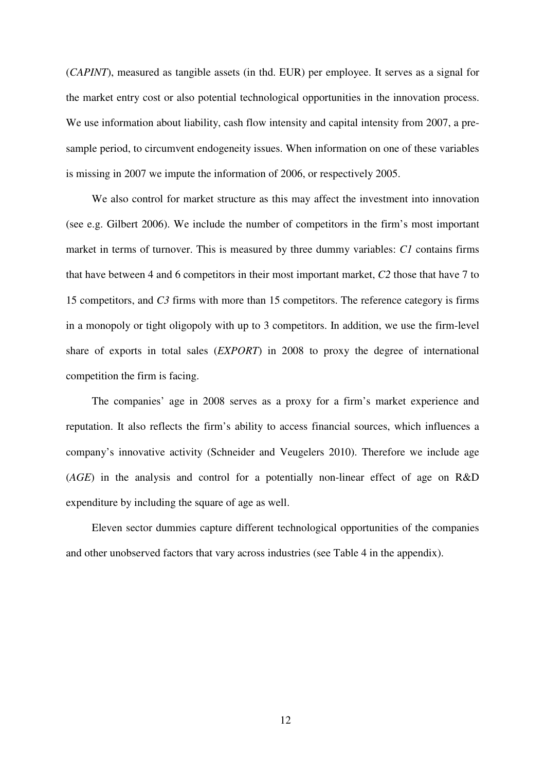(*CAPINT*), measured as tangible assets (in thd. EUR) per employee. It serves as a signal for the market entry cost or also potential technological opportunities in the innovation process. We use information about liability, cash flow intensity and capital intensity from 2007, a pre-sample period, to circumvent endogeneity issues. When information on one of these variables is missing in 2007 we impute the information of 2006, or respectively 2005.

We also control for market structure as this may affect the investment into innovation (see e.g. Gilbert 2006). We include the number of competitors in the firm's most important market in terms of turnover. This is measured by three dummy variables: *C1* contains firms that have between 4 and 6 competitors in their most important market, *C2* those that have 7 to 15 competitors, and *C3* firms with more than 15 competitors. The reference category is firms in a monopoly or tight oligopoly with up to 3 competitors. In addition, we use the firm-level share of exports in total sales (*EXPORT*) in 2008 to proxy the degree of international competition the firm is facing.

The companies' age in 2008 serves as a proxy for a firm's market experience and reputation. It also reflects the firm's ability to access financial sources, which influences a company's innovative activity (Schneider and Veugelers 2010). Therefore we include age (*AGE*) in the analysis and control for a potentially non-linear effect of age on R&D expenditure by including the square of age as well.

Eleven sector dummies capture different technological opportunities of the companies and other unobserved factors that vary across industries (see Table 4 in the appendix).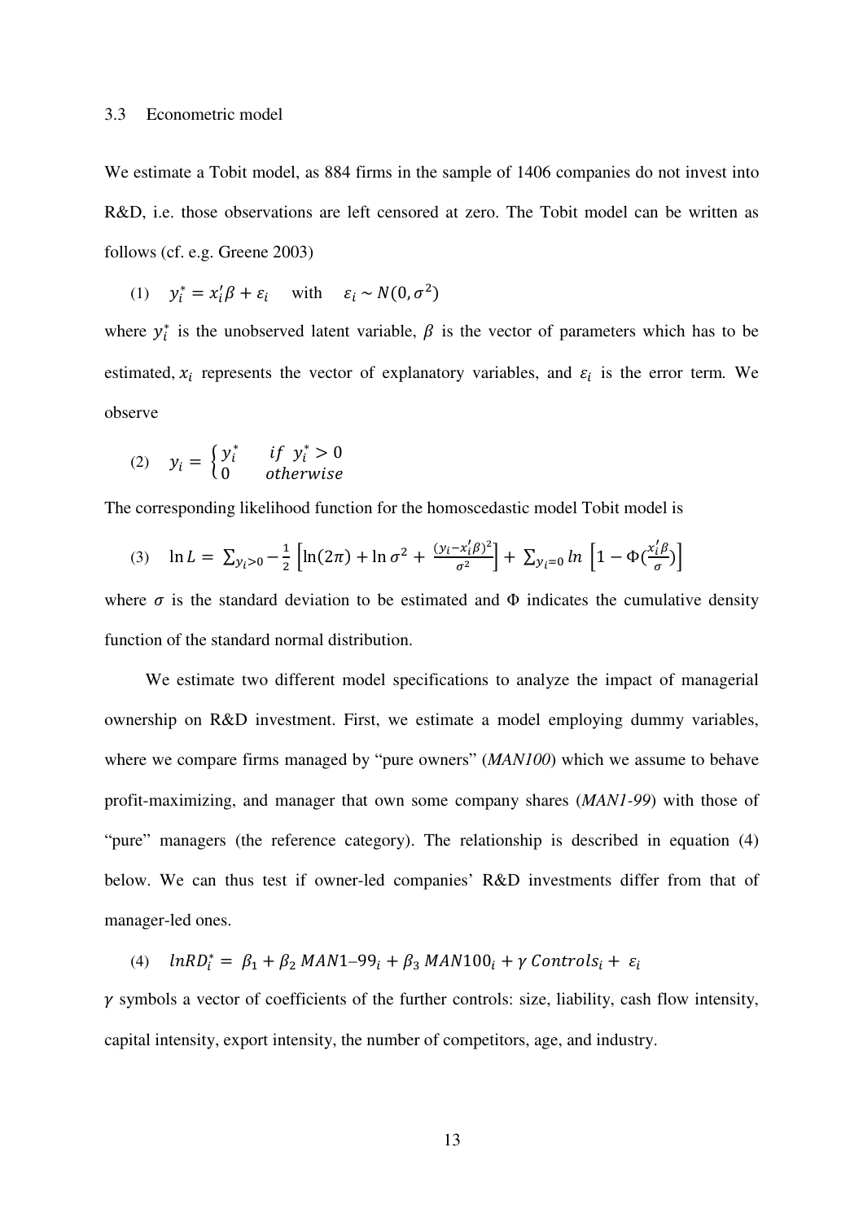### 3.3 Econometric model

We estimate a Tobit model, as 884 firms in the sample of 1406 companies do not invest into R&D, i.e. those observations are left censored at zero. The Tobit model can be written as follows (cf. e.g. Greene 2003)

$$(1) \quad y_i^* = x_i'\beta + \varepsilon_i \quad \text{with} \quad \varepsilon_i \sim N(0, \sigma^2)$$

where $y_i^*$ is the unobserved latent variable, $\beta$ is the vector of parameters which has to be estimated, $x_i$ represents the vector of explanatory variables, and $\varepsilon_i$ is the error term. We observe

$$(2) \quad y_i = \begin{cases} y_i^* & if \ y_i^* > 0 \\ 0 & otherwise \end{cases}$$

The corresponding likelihood function for the homoscedastic model Tobit model is

$$(3) \quad \ln L = \sum_{y_i>0} -\frac{1}{2}\left[\ln(2\pi) + \ln\sigma^2 + \frac{(y_i - x_i'\beta)^2}{\sigma^2}\right] + \sum_{y_i=0} ln\left[1 - \Phi\left(\frac{x_i'\beta}{\sigma}\right)\right]$$

where $\sigma$ is the standard deviation to be estimated and $\Phi$ indicates the cumulative density function of the standard normal distribution.

We estimate two different model specifications to analyze the impact of managerial ownership on R&D investment. First, we estimate a model employing dummy variables, where we compare firms managed by "pure owners" (*MAN100*) which we assume to behave profit-maximizing, and manager that own some company shares (*MAN1-99*) with those of "pure" managers (the reference category). The relationship is described in equation (4) below. We can thus test if owner-led companies' R&D investments differ from that of manager-led ones.

$$(4) \quad lnRD_i^* = \beta_1 + \beta_2\, MAN1\text{–}99_i + \beta_3\, MAN100_i + \gamma\, Controls_i + \varepsilon_i$$

$\gamma$ symbols a vector of coefficients of the further controls: size, liability, cash flow intensity, capital intensity, export intensity, the number of competitors, age, and industry.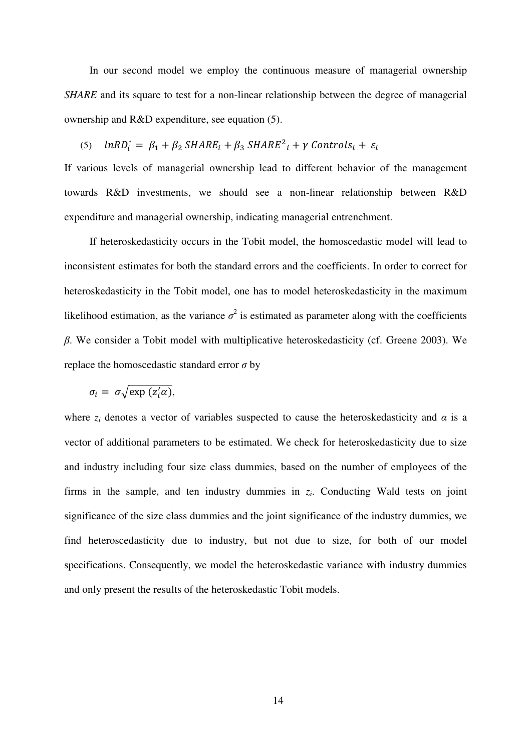In our second model we employ the continuous measure of managerial ownership *SHARE* and its square to test for a non-linear relationship between the degree of managerial ownership and R&D expenditure, see equation (5).

$$(5) \quad lnRD_i^* = \beta_1 + \beta_2\, SHARE_i + \beta_3\, SHARE^2{}_i + \gamma\, Controls_i + \varepsilon_i$$

If various levels of managerial ownership lead to different behavior of the management towards R&D investments, we should see a non-linear relationship between R&D expenditure and managerial ownership, indicating managerial entrenchment.

If heteroskedasticity occurs in the Tobit model, the homoscedastic model will lead to inconsistent estimates for both the standard errors and the coefficients. In order to correct for heteroskedasticity in the Tobit model, one has to model heteroskedasticity in the maximum likelihood estimation, as the variance $\sigma^2$ is estimated as parameter along with the coefficients $\beta$. We consider a Tobit model with multiplicative heteroskedasticity (cf. Greene 2003). We replace the homoscedastic standard error $\sigma$ by

$$\sigma_i = \sigma\sqrt{\exp\,(z_i'\alpha)},$$

where $z_i$ denotes a vector of variables suspected to cause the heteroskedasticity and $\alpha$ is a vector of additional parameters to be estimated. We check for heteroskedasticity due to size and industry including four size class dummies, based on the number of employees of the firms in the sample, and ten industry dummies in $z_i$. Conducting Wald tests on joint significance of the size class dummies and the joint significance of the industry dummies, we find heteroscedasticity due to industry, but not due to size, for both of our model specifications. Consequently, we model the heteroskedastic variance with industry dummies and only present the results of the heteroskedastic Tobit models.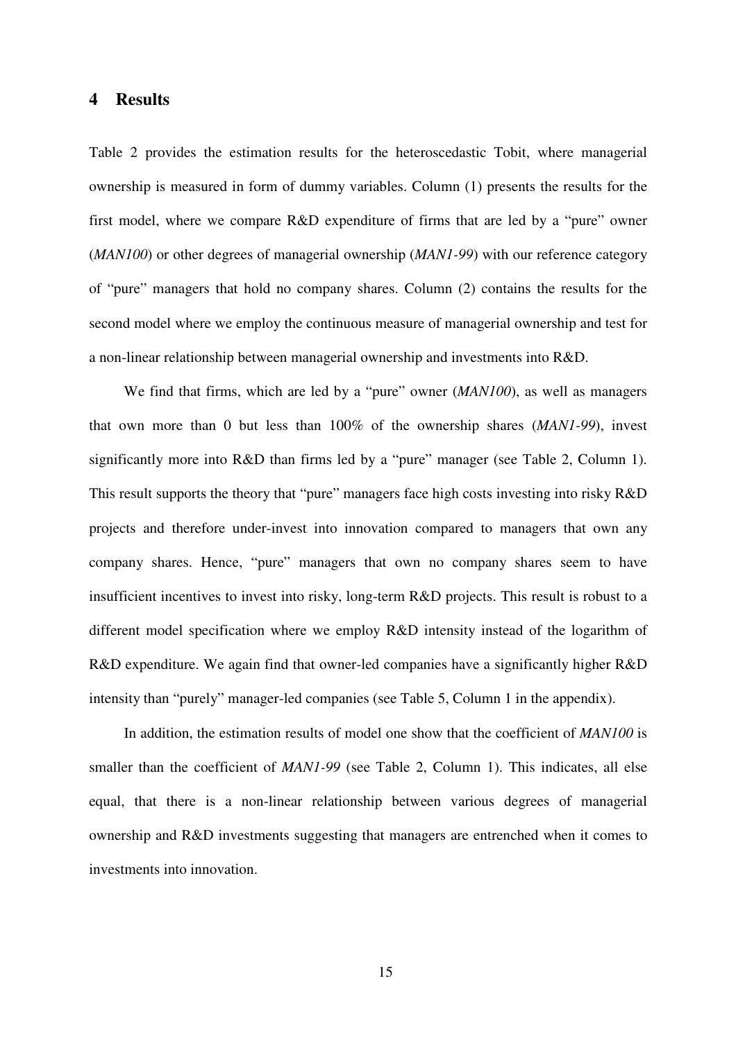## 4 Results

Table 2 provides the estimation results for the heteroscedastic Tobit, where managerial ownership is measured in form of dummy variables. Column (1) presents the results for the first model, where we compare R&D expenditure of firms that are led by a "pure" owner (*MAN100*) or other degrees of managerial ownership (*MAN1-99*) with our reference category of "pure" managers that hold no company shares. Column (2) contains the results for the second model where we employ the continuous measure of managerial ownership and test for a non-linear relationship between managerial ownership and investments into R&D.

We find that firms, which are led by a "pure" owner (*MAN100*), as well as managers that own more than 0 but less than 100% of the ownership shares (*MAN1-99*), invest significantly more into R&D than firms led by a "pure" manager (see Table 2, Column 1). This result supports the theory that "pure" managers face high costs investing into risky R&D projects and therefore under-invest into innovation compared to managers that own any company shares. Hence, "pure" managers that own no company shares seem to have insufficient incentives to invest into risky, long-term R&D projects. This result is robust to a different model specification where we employ R&D intensity instead of the logarithm of R&D expenditure. We again find that owner-led companies have a significantly higher R&D intensity than "purely" manager-led companies (see Table 5, Column 1 in the appendix).

In addition, the estimation results of model one show that the coefficient of *MAN100* is smaller than the coefficient of *MAN1-99* (see Table 2, Column 1). This indicates, all else equal, that there is a non-linear relationship between various degrees of managerial ownership and R&D investments suggesting that managers are entrenched when it comes to investments into innovation.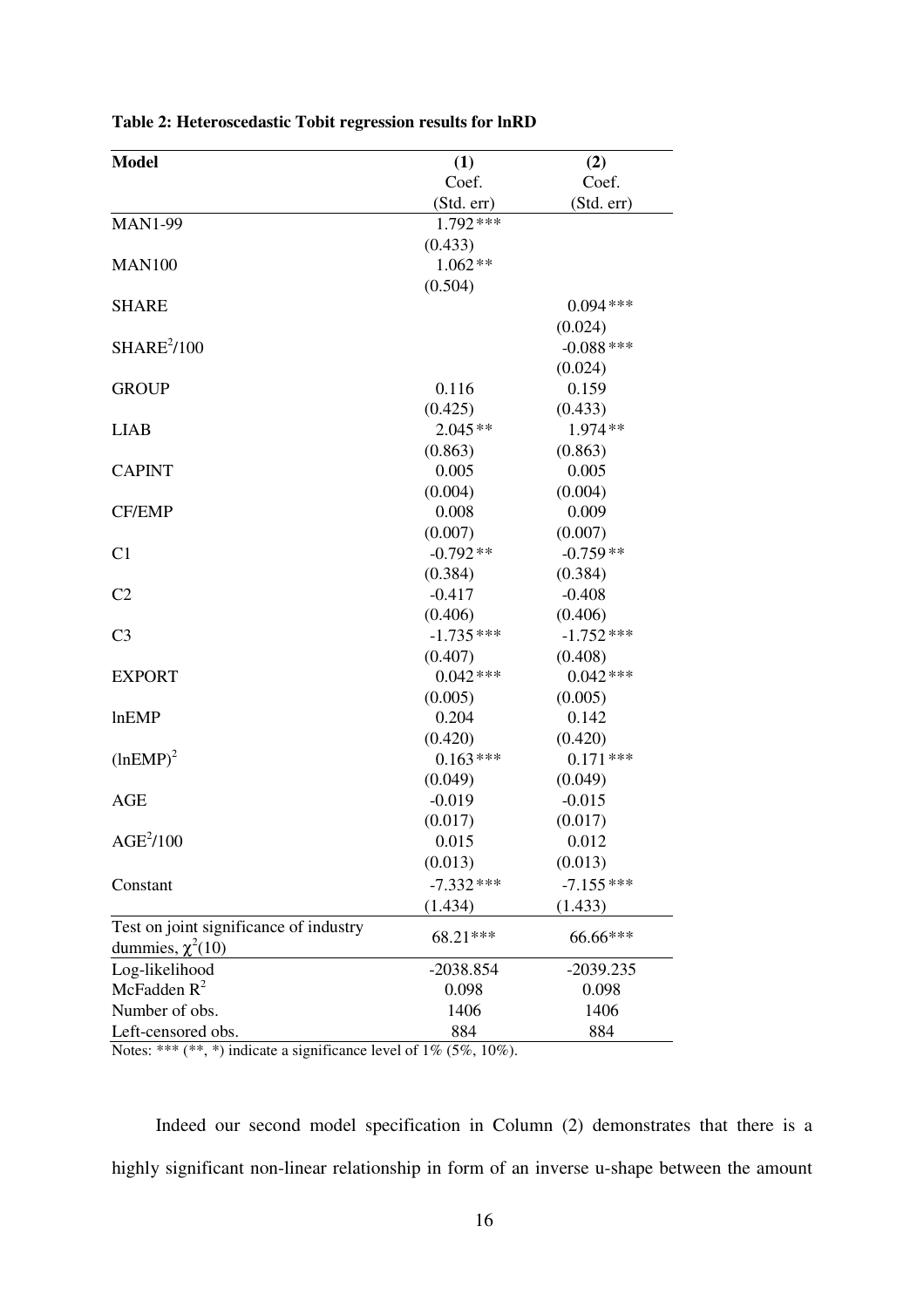**Table 2: Heteroscedastic Tobit regression results for lnRD**

| Model | (1)<br>Coef.<br>(Std. err) | (2)<br>Coef.<br>(Std. err) |
|---|---|---|
| MAN1-99 | 1.792*** | |
| | (0.433) | |
| MAN100 | 1.062** | |
| | (0.504) | |
| SHARE | | 0.094*** |
| | | (0.024) |
| $SHARE^2/100$ | | -0.088*** |
| | | (0.024) |
| GROUP | 0.116 | 0.159 |
| | (0.425) | (0.433) |
| LIAB | 2.045** | 1.974** |
| | (0.863) | (0.863) |
| CAPINT | 0.005 | 0.005 |
| | (0.004) | (0.004) |
| CF/EMP | 0.008 | 0.009 |
| | (0.007) | (0.007) |
| C1 | -0.792** | -0.759** |
| | (0.384) | (0.384) |
| C2 | -0.417 | -0.408 |
| | (0.406) | (0.406) |
| C3 | -1.735*** | -1.752*** |
| | (0.407) | (0.408) |
| EXPORT | 0.042*** | 0.042*** |
| | (0.005) | (0.005) |
| lnEMP | 0.204 | 0.142 |
| | (0.420) | (0.420) |
| $(lnEMP)^2$ | 0.163*** | 0.171*** |
| | (0.049) | (0.049) |
| AGE | -0.019 | -0.015 |
| | (0.017) | (0.017) |
| $AGE^2/100$ | 0.015 | 0.012 |
| | (0.013) | (0.013) |
| Constant | -7.332*** | -7.155*** |
| | (1.434) | (1.433) |
| Test on joint significance of industry dummies, $\chi^2(10)$ | 68.21*** | 66.66*** |
| Log-likelihood | -2038.854 | -2039.235 |
| McFadden $R^2$ | 0.098 | 0.098 |
| Number of obs. | 1406 | 1406 |
| Left-censored obs. | 884 | 884 |

Notes: *** (**, *) indicate a significance level of 1% (5%, 10%).

Indeed our second model specification in Column (2) demonstrates that there is a highly significant non-linear relationship in form of an inverse u-shape between the amount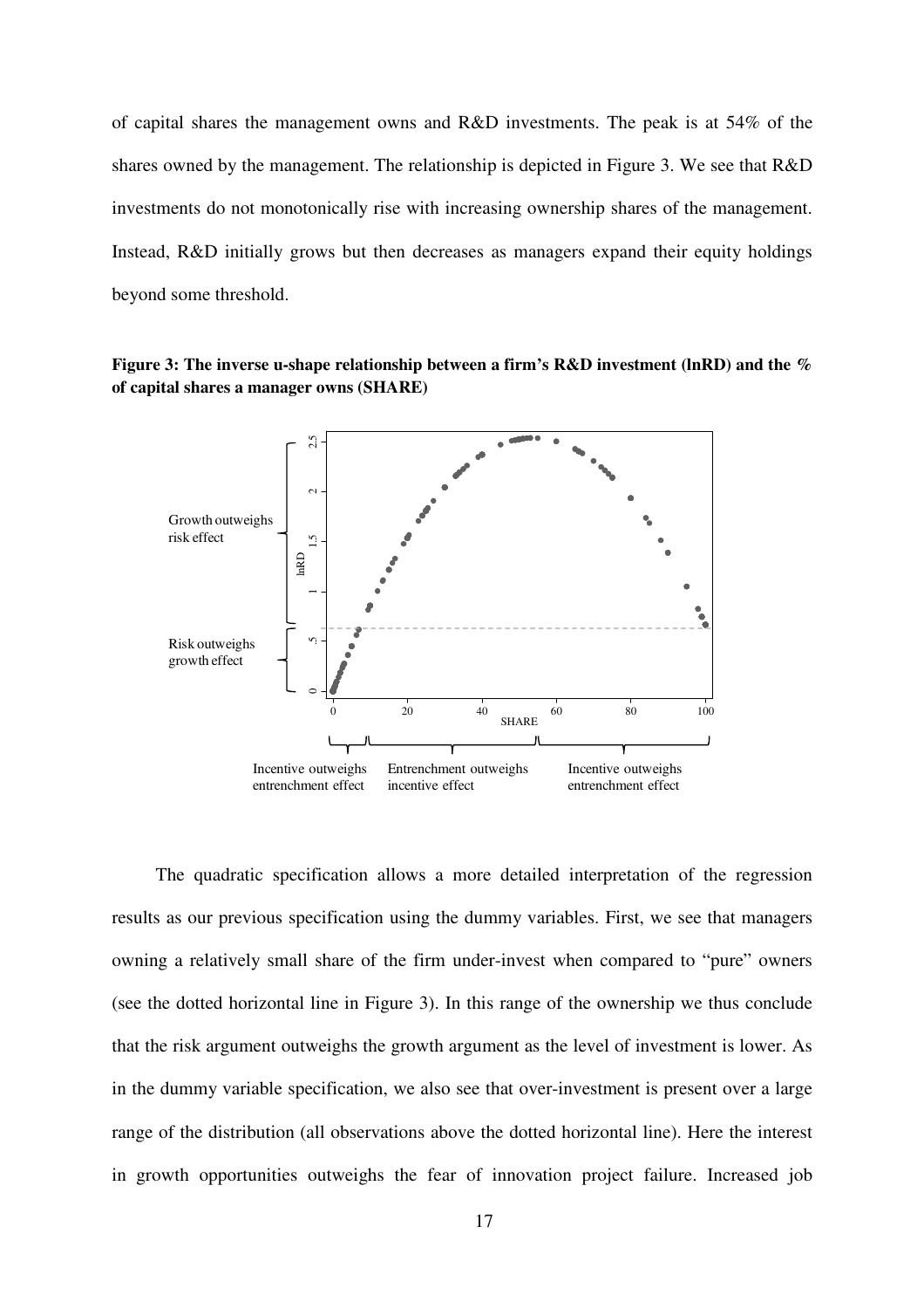of capital shares the management owns and R&D investments. The peak is at 54% of the shares owned by the management. The relationship is depicted in Figure 3. We see that R&D investments do not monotonically rise with increasing ownership shares of the management. Instead, R&D initially grows but then decreases as managers expand their equity holdings beyond some threshold.

**Figure 3: The inverse u-shape relationship between a firm's R&D investment (lnRD) and the % of capital shares a manager owns (SHARE)**

The quadratic specification allows a more detailed interpretation of the regression results as our previous specification using the dummy variables. First, we see that managers owning a relatively small share of the firm under-invest when compared to "pure" owners (see the dotted horizontal line in Figure 3). In this range of the ownership we thus conclude that the risk argument outweighs the growth argument as the level of investment is lower. As in the dummy variable specification, we also see that over-investment is present over a large range of the distribution (all observations above the dotted horizontal line). Here the interest in growth opportunities outweighs the fear of innovation project failure. Increased job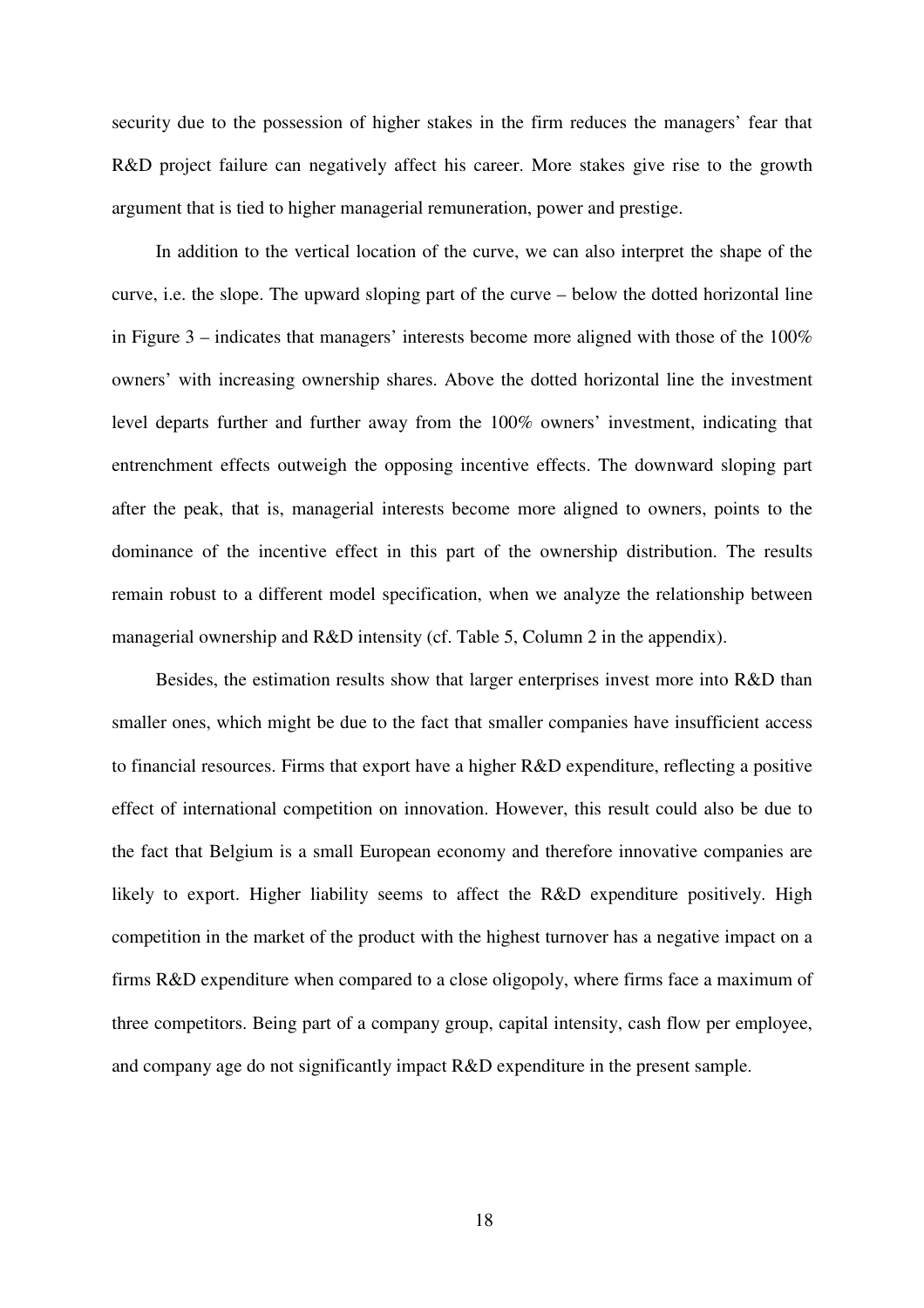security due to the possession of higher stakes in the firm reduces the managers' fear that R&D project failure can negatively affect his career. More stakes give rise to the growth argument that is tied to higher managerial remuneration, power and prestige.

In addition to the vertical location of the curve, we can also interpret the shape of the curve, i.e. the slope. The upward sloping part of the curve – below the dotted horizontal line in Figure 3 – indicates that managers' interests become more aligned with those of the 100% owners' with increasing ownership shares. Above the dotted horizontal line the investment level departs further and further away from the 100% owners' investment, indicating that entrenchment effects outweigh the opposing incentive effects. The downward sloping part after the peak, that is, managerial interests become more aligned to owners, points to the dominance of the incentive effect in this part of the ownership distribution. The results remain robust to a different model specification, when we analyze the relationship between managerial ownership and R&D intensity (cf. Table 5, Column 2 in the appendix).

Besides, the estimation results show that larger enterprises invest more into R&D than smaller ones, which might be due to the fact that smaller companies have insufficient access to financial resources. Firms that export have a higher R&D expenditure, reflecting a positive effect of international competition on innovation. However, this result could also be due to the fact that Belgium is a small European economy and therefore innovative companies are likely to export. Higher liability seems to affect the R&D expenditure positively. High competition in the market of the product with the highest turnover has a negative impact on a firms R&D expenditure when compared to a close oligopoly, where firms face a maximum of three competitors. Being part of a company group, capital intensity, cash flow per employee, and company age do not significantly impact R&D expenditure in the present sample.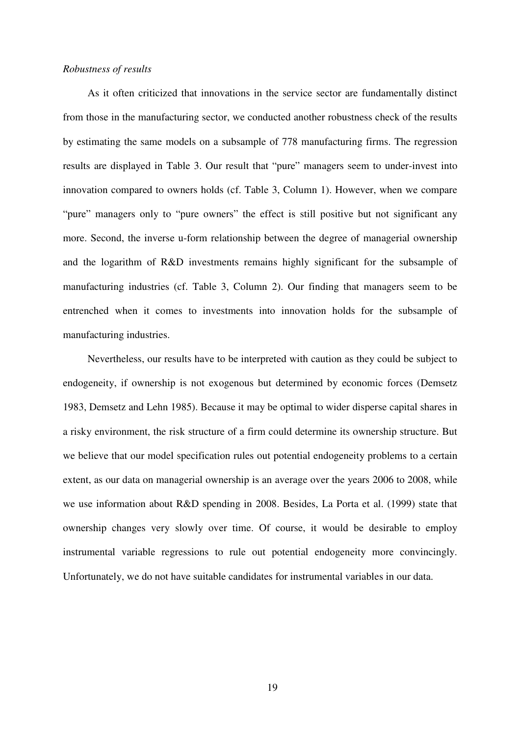*Robustness of results*

As it often criticized that innovations in the service sector are fundamentally distinct from those in the manufacturing sector, we conducted another robustness check of the results by estimating the same models on a subsample of 778 manufacturing firms. The regression results are displayed in Table 3. Our result that "pure" managers seem to under-invest into innovation compared to owners holds (cf. Table 3, Column 1). However, when we compare "pure" managers only to "pure owners" the effect is still positive but not significant any more. Second, the inverse u-form relationship between the degree of managerial ownership and the logarithm of R&D investments remains highly significant for the subsample of manufacturing industries (cf. Table 3, Column 2). Our finding that managers seem to be entrenched when it comes to investments into innovation holds for the subsample of manufacturing industries.

Nevertheless, our results have to be interpreted with caution as they could be subject to endogeneity, if ownership is not exogenous but determined by economic forces (Demsetz 1983, Demsetz and Lehn 1985). Because it may be optimal to wider disperse capital shares in a risky environment, the risk structure of a firm could determine its ownership structure. But we believe that our model specification rules out potential endogeneity problems to a certain extent, as our data on managerial ownership is an average over the years 2006 to 2008, while we use information about R&D spending in 2008. Besides, La Porta et al. (1999) state that ownership changes very slowly over time. Of course, it would be desirable to employ instrumental variable regressions to rule out potential endogeneity more convincingly. Unfortunately, we do not have suitable candidates for instrumental variables in our data.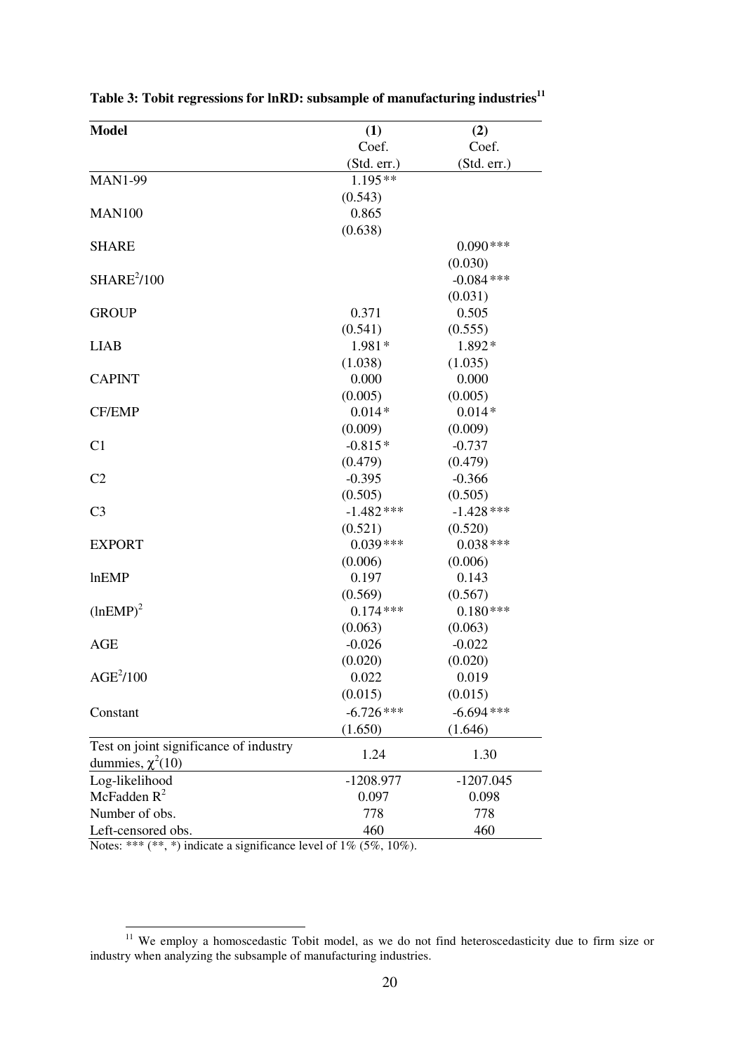**Table 3: Tobit regressions for lnRD: subsample of manufacturing industries**[11]

| Model | (1) Coef. (Std. err.) | (2) Coef. (Std. err.) |
|---|---|---|
| MAN1-99 | 1.195** | |
| | (0.543) | |
| MAN100 | 0.865 | |
| | (0.638) | |
| SHARE | | 0.090*** |
| | | (0.030) |
| $SHARE^2/100$ | | -0.084*** |
| | | (0.031) |
| GROUP | 0.371 | 0.505 |
| | (0.541) | (0.555) |
| LIAB | 1.981* | 1.892* |
| | (1.038) | (1.035) |
| CAPINT | 0.000 | 0.000 |
| | (0.005) | (0.005) |
| CF/EMP | 0.014* | 0.014* |
| | (0.009) | (0.009) |
| C1 | -0.815* | -0.737 |
| | (0.479) | (0.479) |
| C2 | -0.395 | -0.366 |
| | (0.505) | (0.505) |
| C3 | -1.482*** | -1.428*** |
| | (0.521) | (0.520) |
| EXPORT | 0.039*** | 0.038*** |
| | (0.006) | (0.006) |
| lnEMP | 0.197 | 0.143 |
| | (0.569) | (0.567) |
| $(lnEMP)^2$ | 0.174*** | 0.180*** |
| | (0.063) | (0.063) |
| AGE | -0.026 | -0.022 |
| | (0.020) | (0.020) |
| $AGE^2/100$ | 0.022 | 0.019 |
| | (0.015) | (0.015) |
| Constant | -6.726*** | -6.694*** |
| | (1.650) | (1.646) |
| Test on joint significance of industry dummies, $\chi^2(10)$ | 1.24 | 1.30 |
| Log-likelihood | -1208.977 | -1207.045 |
| McFadden $R^2$ | 0.097 | 0.098 |
| Number of obs. | 778 | 778 |
| Left-censored obs. | 460 | 460 |

Notes: *** (**, *) indicate a significance level of 1% (5%, 10%).

[11] We employ a homoscedastic Tobit model, as we do not find heteroscedasticity due to firm size or industry when analyzing the subsample of manufacturing industries.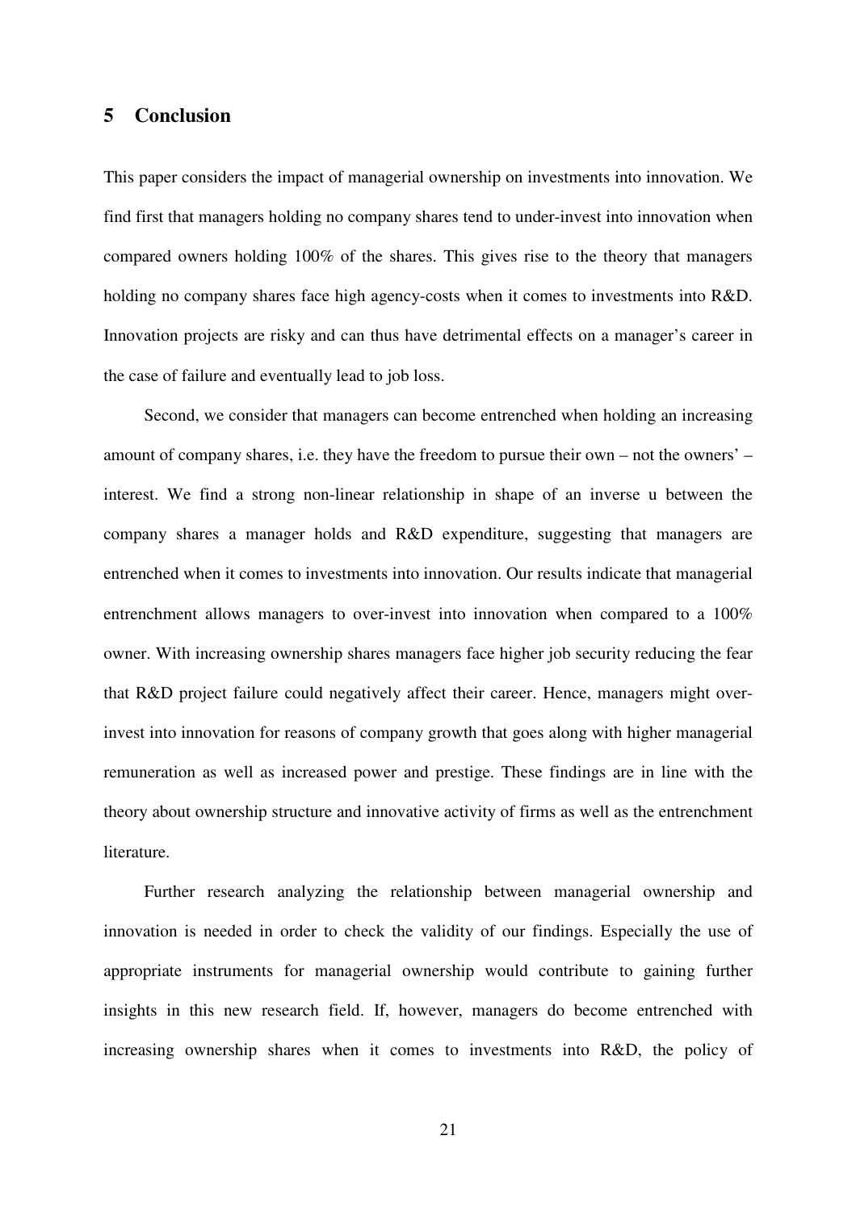## 5 Conclusion

This paper considers the impact of managerial ownership on investments into innovation. We find first that managers holding no company shares tend to under-invest into innovation when compared owners holding 100% of the shares. This gives rise to the theory that managers holding no company shares face high agency-costs when it comes to investments into R&D. Innovation projects are risky and can thus have detrimental effects on a manager's career in the case of failure and eventually lead to job loss.

Second, we consider that managers can become entrenched when holding an increasing amount of company shares, i.e. they have the freedom to pursue their own – not the owners' – interest. We find a strong non-linear relationship in shape of an inverse u between the company shares a manager holds and R&D expenditure, suggesting that managers are entrenched when it comes to investments into innovation. Our results indicate that managerial entrenchment allows managers to over-invest into innovation when compared to a 100% owner. With increasing ownership shares managers face higher job security reducing the fear that R&D project failure could negatively affect their career. Hence, managers might over-invest into innovation for reasons of company growth that goes along with higher managerial remuneration as well as increased power and prestige. These findings are in line with the theory about ownership structure and innovative activity of firms as well as the entrenchment literature.

Further research analyzing the relationship between managerial ownership and innovation is needed in order to check the validity of our findings. Especially the use of appropriate instruments for managerial ownership would contribute to gaining further insights in this new research field. If, however, managers do become entrenched with increasing ownership shares when it comes to investments into R&D, the policy of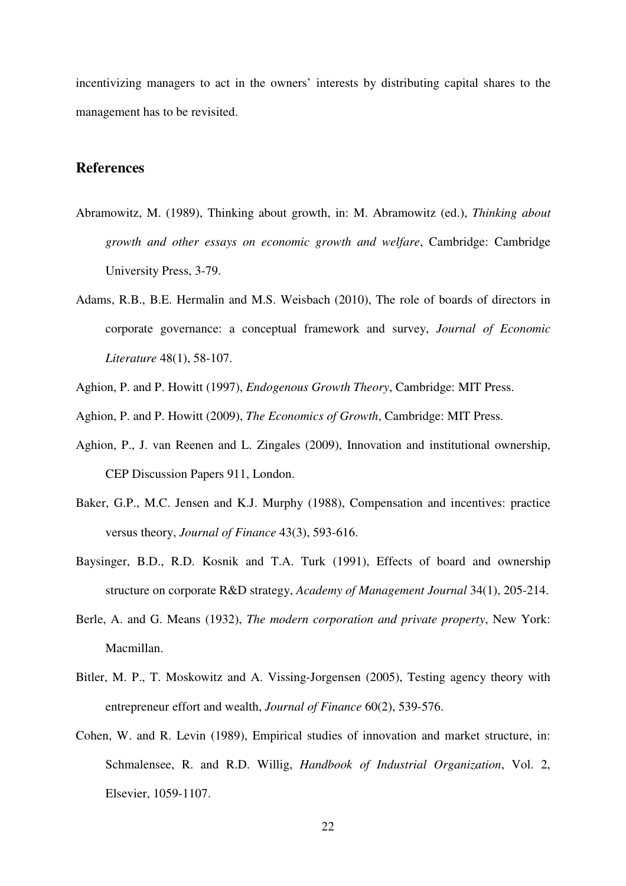incentivizing managers to act in the owners' interests by distributing capital shares to the management has to be revisited.

## References

Abramowitz, M. (1989), Thinking about growth, in: M. Abramowitz (ed.), *Thinking about growth and other essays on economic growth and welfare*, Cambridge: Cambridge University Press, 3-79.

Adams, R.B., B.E. Hermalin and M.S. Weisbach (2010), The role of boards of directors in corporate governance: a conceptual framework and survey, *Journal of Economic Literature* 48(1), 58-107.

Aghion, P. and P. Howitt (1997), *Endogenous Growth Theory*, Cambridge: MIT Press.

Aghion, P. and P. Howitt (2009), *The Economics of Growth*, Cambridge: MIT Press.

Aghion, P., J. van Reenen and L. Zingales (2009), Innovation and institutional ownership, CEP Discussion Papers 911, London.

Baker, G.P., M.C. Jensen and K.J. Murphy (1988), Compensation and incentives: practice versus theory, *Journal of Finance* 43(3), 593-616.

Baysinger, B.D., R.D. Kosnik and T.A. Turk (1991), Effects of board and ownership structure on corporate R&D strategy, *Academy of Management Journal* 34(1), 205-214.

Berle, A. and G. Means (1932), *The modern corporation and private property*, New York: Macmillan.

Bitler, M. P., T. Moskowitz and A. Vissing-Jorgensen (2005), Testing agency theory with entrepreneur effort and wealth, *Journal of Finance* 60(2), 539-576.

Cohen, W. and R. Levin (1989), Empirical studies of innovation and market structure, in: Schmalensee, R. and R.D. Willig, *Handbook of Industrial Organization*, Vol. 2, Elsevier, 1059-1107.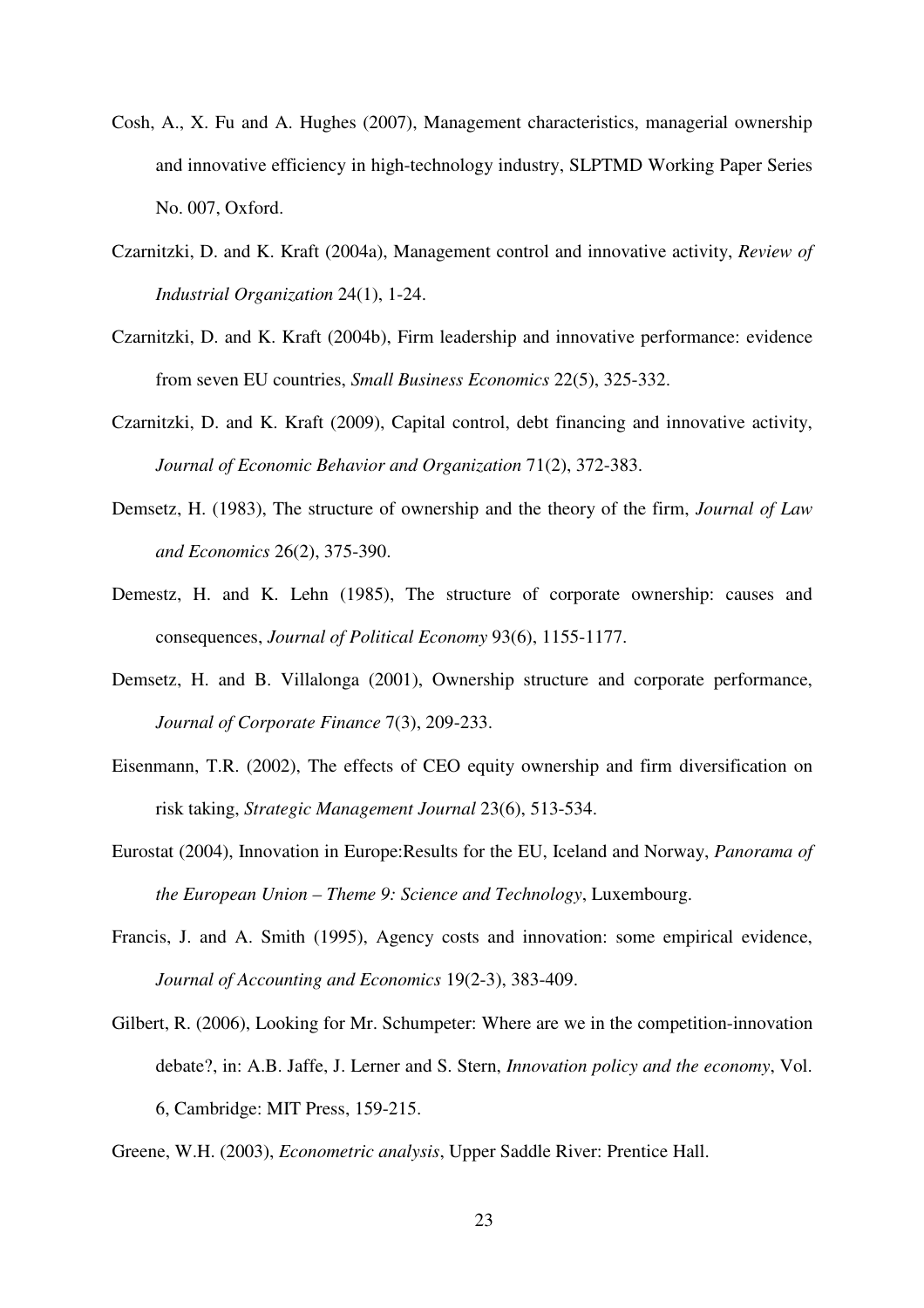Cosh, A., X. Fu and A. Hughes (2007), Management characteristics, managerial ownership and innovative efficiency in high-technology industry, SLPTMD Working Paper Series No. 007, Oxford.

Czarnitzki, D. and K. Kraft (2004a), Management control and innovative activity, *Review of Industrial Organization* 24(1), 1-24.

Czarnitzki, D. and K. Kraft (2004b), Firm leadership and innovative performance: evidence from seven EU countries, *Small Business Economics* 22(5), 325-332.

Czarnitzki, D. and K. Kraft (2009), Capital control, debt financing and innovative activity, *Journal of Economic Behavior and Organization* 71(2), 372-383.

Demsetz, H. (1983), The structure of ownership and the theory of the firm, *Journal of Law and Economics* 26(2), 375-390.

Demestz, H. and K. Lehn (1985), The structure of corporate ownership: causes and consequences, *Journal of Political Economy* 93(6), 1155-1177.

Demsetz, H. and B. Villalonga (2001), Ownership structure and corporate performance, *Journal of Corporate Finance* 7(3), 209-233.

Eisenmann, T.R. (2002), The effects of CEO equity ownership and firm diversification on risk taking, *Strategic Management Journal* 23(6), 513-534.

Eurostat (2004), Innovation in Europe:Results for the EU, Iceland and Norway, *Panorama of the European Union – Theme 9: Science and Technology*, Luxembourg.

Francis, J. and A. Smith (1995), Agency costs and innovation: some empirical evidence, *Journal of Accounting and Economics* 19(2-3), 383-409.

Gilbert, R. (2006), Looking for Mr. Schumpeter: Where are we in the competition-innovation debate?, in: A.B. Jaffe, J. Lerner and S. Stern, *Innovation policy and the economy*, Vol. 6, Cambridge: MIT Press, 159-215.

Greene, W.H. (2003), *Econometric analysis*, Upper Saddle River: Prentice Hall.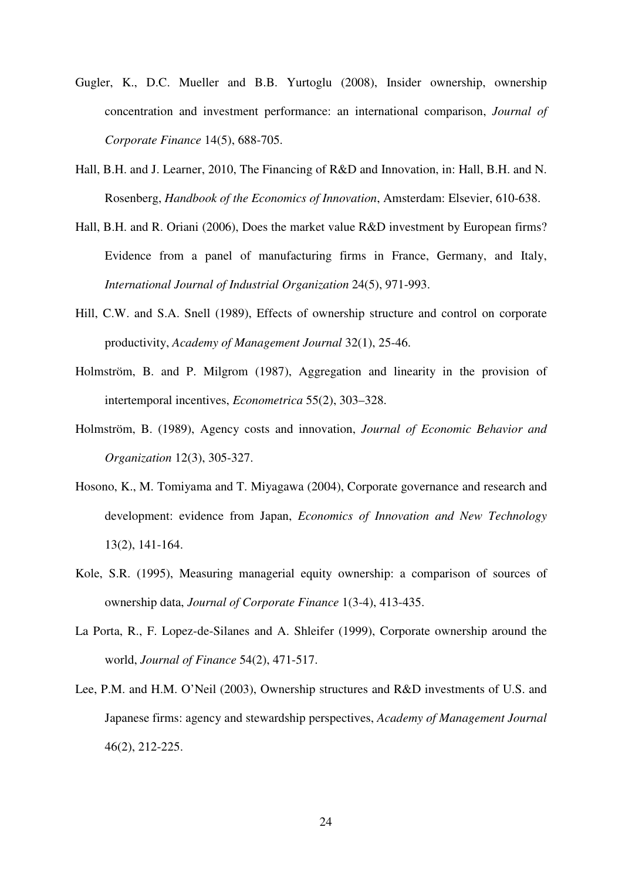Gugler, K., D.C. Mueller and B.B. Yurtoglu (2008), Insider ownership, ownership concentration and investment performance: an international comparison, *Journal of Corporate Finance* 14(5), 688-705.

Hall, B.H. and J. Learner, 2010, The Financing of R&D and Innovation, in: Hall, B.H. and N. Rosenberg, *Handbook of the Economics of Innovation*, Amsterdam: Elsevier, 610-638.

Hall, B.H. and R. Oriani (2006), Does the market value R&D investment by European firms? Evidence from a panel of manufacturing firms in France, Germany, and Italy, *International Journal of Industrial Organization* 24(5), 971-993.

Hill, C.W. and S.A. Snell (1989), Effects of ownership structure and control on corporate productivity, *Academy of Management Journal* 32(1), 25-46.

Holmström, B. and P. Milgrom (1987), Aggregation and linearity in the provision of intertemporal incentives, *Econometrica* 55(2), 303–328.

Holmström, B. (1989), Agency costs and innovation, *Journal of Economic Behavior and Organization* 12(3), 305-327.

Hosono, K., M. Tomiyama and T. Miyagawa (2004), Corporate governance and research and development: evidence from Japan, *Economics of Innovation and New Technology* 13(2), 141-164.

Kole, S.R. (1995), Measuring managerial equity ownership: a comparison of sources of ownership data, *Journal of Corporate Finance* 1(3-4), 413-435.

La Porta, R., F. Lopez-de-Silanes and A. Shleifer (1999), Corporate ownership around the world, *Journal of Finance* 54(2), 471-517.

Lee, P.M. and H.M. O'Neil (2003), Ownership structures and R&D investments of U.S. and Japanese firms: agency and stewardship perspectives, *Academy of Management Journal* 46(2), 212-225.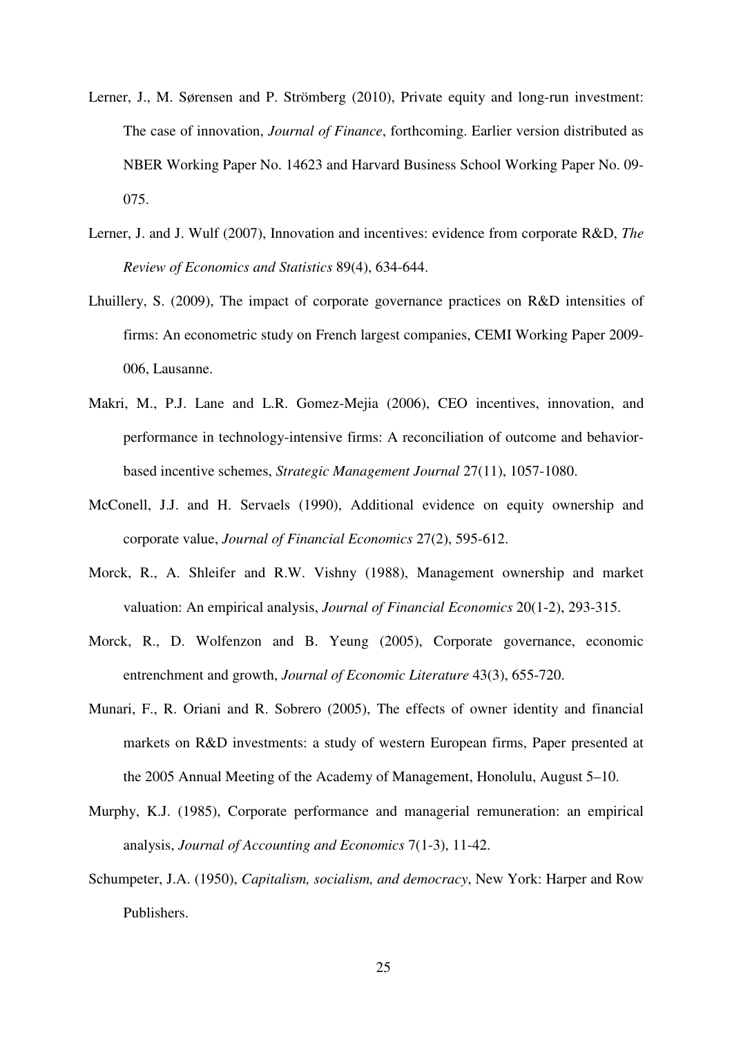Lerner, J., M. Sørensen and P. Strömberg (2010), Private equity and long-run investment: The case of innovation, *Journal of Finance*, forthcoming. Earlier version distributed as NBER Working Paper No. 14623 and Harvard Business School Working Paper No. 09-075.

Lerner, J. and J. Wulf (2007), Innovation and incentives: evidence from corporate R&D, *The Review of Economics and Statistics* 89(4), 634-644.

Lhuillery, S. (2009), The impact of corporate governance practices on R&D intensities of firms: An econometric study on French largest companies, CEMI Working Paper 2009-006, Lausanne.

Makri, M., P.J. Lane and L.R. Gomez-Mejia (2006), CEO incentives, innovation, and performance in technology-intensive firms: A reconciliation of outcome and behavior-based incentive schemes, *Strategic Management Journal* 27(11), 1057-1080.

McConell, J.J. and H. Servaels (1990), Additional evidence on equity ownership and corporate value, *Journal of Financial Economics* 27(2), 595-612.

Morck, R., A. Shleifer and R.W. Vishny (1988), Management ownership and market valuation: An empirical analysis, *Journal of Financial Economics* 20(1-2), 293-315.

Morck, R., D. Wolfenzon and B. Yeung (2005), Corporate governance, economic entrenchment and growth, *Journal of Economic Literature* 43(3), 655-720.

Munari, F., R. Oriani and R. Sobrero (2005), The effects of owner identity and financial markets on R&D investments: a study of western European firms, Paper presented at the 2005 Annual Meeting of the Academy of Management, Honolulu, August 5–10.

Murphy, K.J. (1985), Corporate performance and managerial remuneration: an empirical analysis, *Journal of Accounting and Economics* 7(1-3), 11-42.

Schumpeter, J.A. (1950), *Capitalism, socialism, and democracy*, New York: Harper and Row Publishers.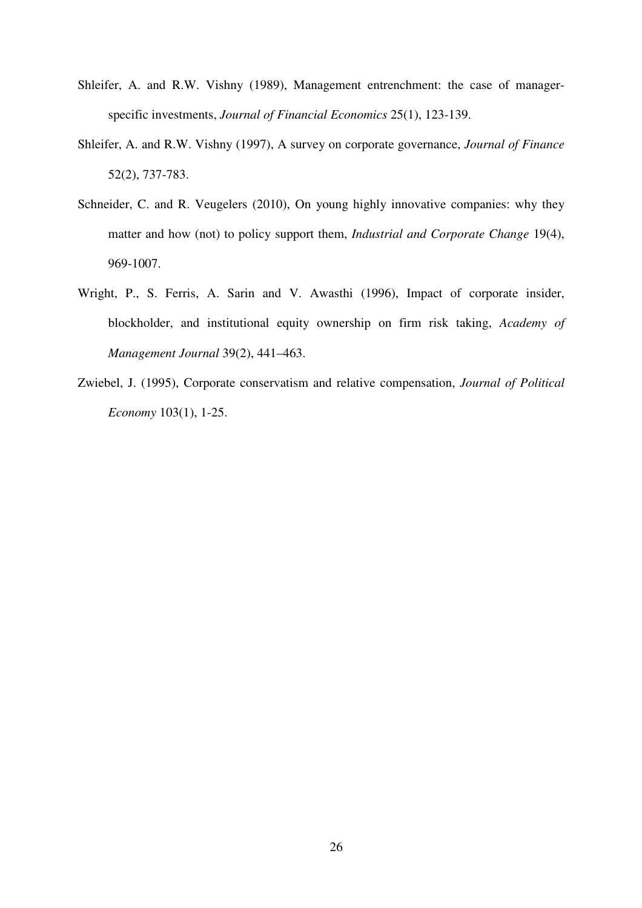Shleifer, A. and R.W. Vishny (1989), Management entrenchment: the case of manager-specific investments, *Journal of Financial Economics* 25(1), 123-139.

Shleifer, A. and R.W. Vishny (1997), A survey on corporate governance, *Journal of Finance* 52(2), 737-783.

Schneider, C. and R. Veugelers (2010), On young highly innovative companies: why they matter and how (not) to policy support them, *Industrial and Corporate Change* 19(4), 969-1007.

Wright, P., S. Ferris, A. Sarin and V. Awasthi (1996), Impact of corporate insider, blockholder, and institutional equity ownership on firm risk taking, *Academy of Management Journal* 39(2), 441–463.

Zwiebel, J. (1995), Corporate conservatism and relative compensation, *Journal of Political Economy* 103(1), 1-25.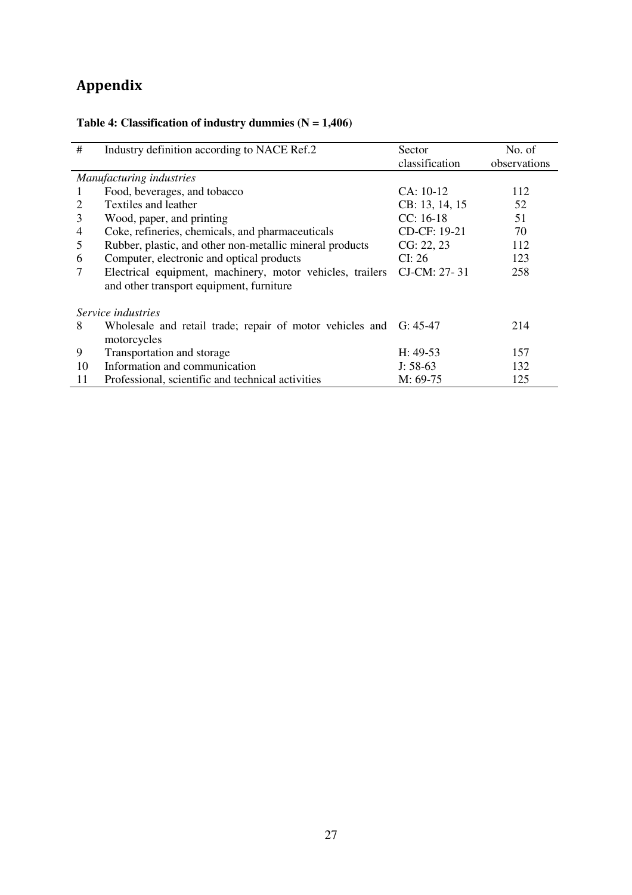## Appendix

**Table 4: Classification of industry dummies (N = 1,406)**

| # | Industry definition according to NACE Ref.2 | Sector classification | No. of observations |
|---|---|---|---|
| *Manufacturing industries* | | | |
| 1 | Food, beverages, and tobacco | CA: 10-12 | 112 |
| 2 | Textiles and leather | CB: 13, 14, 15 | 52 |
| 3 | Wood, paper, and printing | CC: 16-18 | 51 |
| 4 | Coke, refineries, chemicals, and pharmaceuticals | CD-CF: 19-21 | 70 |
| 5 | Rubber, plastic, and other non-metallic mineral products | CG: 22, 23 | 112 |
| 6 | Computer, electronic and optical products | CI: 26 | 123 |
| 7 | Electrical equipment, machinery, motor vehicles, trailers and other transport equipment, furniture | CJ-CM: 27- 31 | 258 |
| *Service industries* | | | |
| 8 | Wholesale and retail trade; repair of motor vehicles and motorcycles | G: 45-47 | 214 |
| 9 | Transportation and storage | H: 49-53 | 157 |
| 10 | Information and communication | J: 58-63 | 132 |
| 11 | Professional, scientific and technical activities | M: 69-75 | 125 |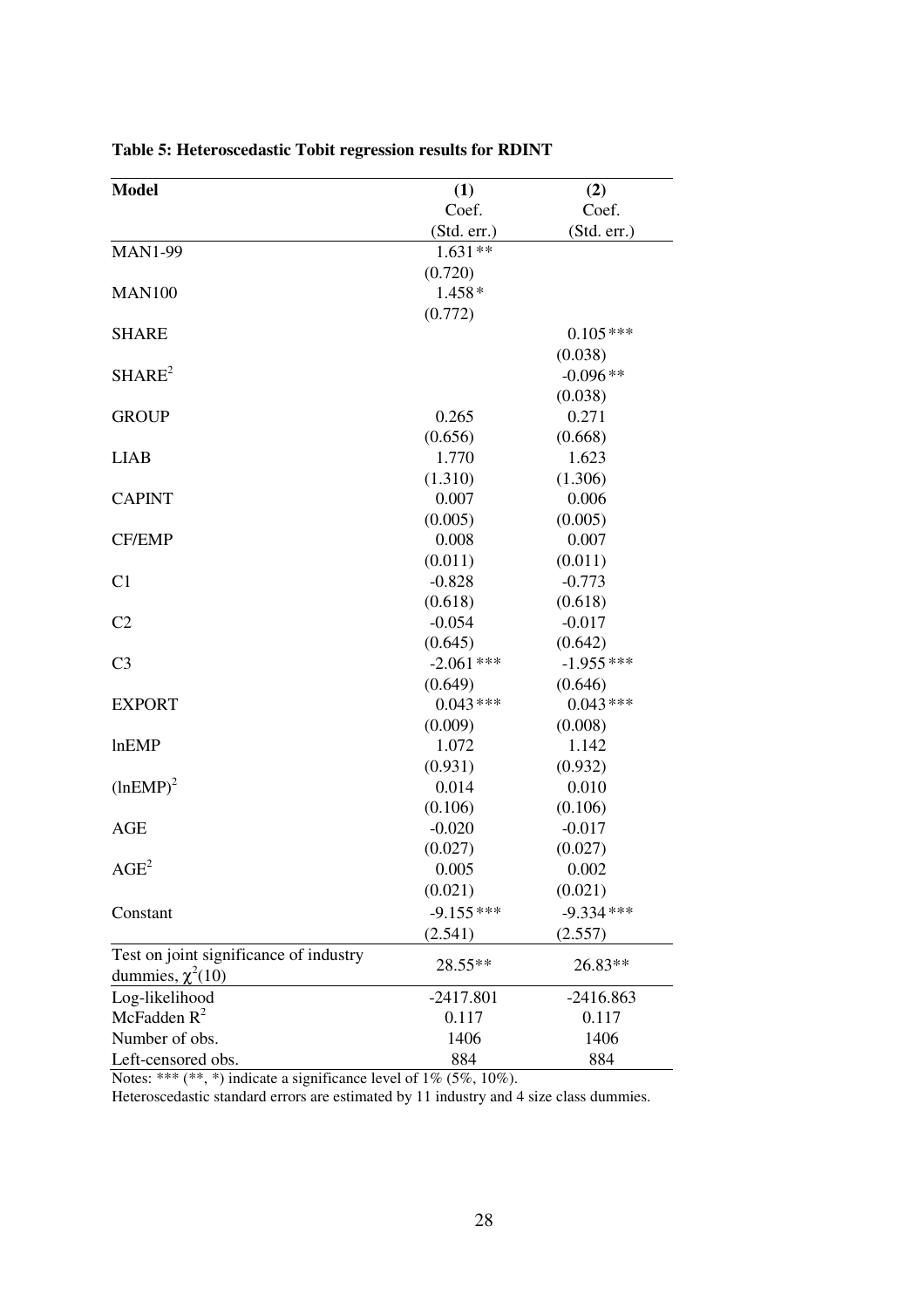**Table 5: Heteroscedastic Tobit regression results for RDINT**

| **Model** | **(1)** Coef. (Std. err.) | **(2)** Coef. (Std. err.) |
|---|---|---|
| MAN1-99 | 1.631 ** | |
| | (0.720) | |
| MAN100 | 1.458 * | |
| | (0.772) | |
| SHARE | | 0.105 *** |
| | | (0.038) |
| $SHARE^2$ | | -0.096 ** |
| | | (0.038) |
| GROUP | 0.265 | 0.271 |
| | (0.656) | (0.668) |
| LIAB | 1.770 | 1.623 |
| | (1.310) | (1.306) |
| CAPINT | 0.007 | 0.006 |
| | (0.005) | (0.005) |
| CF/EMP | 0.008 | 0.007 |
| | (0.011) | (0.011) |
| C1 | -0.828 | -0.773 |
| | (0.618) | (0.618) |
| C2 | -0.054 | -0.017 |
| | (0.645) | (0.642) |
| C3 | -2.061 *** | -1.955 *** |
| | (0.649) | (0.646) |
| EXPORT | 0.043 *** | 0.043 *** |
| | (0.009) | (0.008) |
| lnEMP | 1.072 | 1.142 |
| | (0.931) | (0.932) |
| $(lnEMP)^2$ | 0.014 | 0.010 |
| | (0.106) | (0.106) |
| AGE | -0.020 | -0.017 |
| | (0.027) | (0.027) |
| $AGE^2$ | 0.005 | 0.002 |
| | (0.021) | (0.021) |
| Constant | -9.155 *** | -9.334 *** |
| | (2.541) | (2.557) |
| Test on joint significance of industry dummies, $\chi^2(10)$ | 28.55** | 26.83** |
| Log-likelihood | -2417.801 | -2416.863 |
| McFadden $R^2$ | 0.117 | 0.117 |
| Number of obs. | 1406 | 1406 |
| Left-censored obs. | 884 | 884 |

Notes: *** (**, *) indicate a significance level of 1% (5%, 10%).

Heteroscedastic standard errors are estimated by 11 industry and 4 size class dummies.